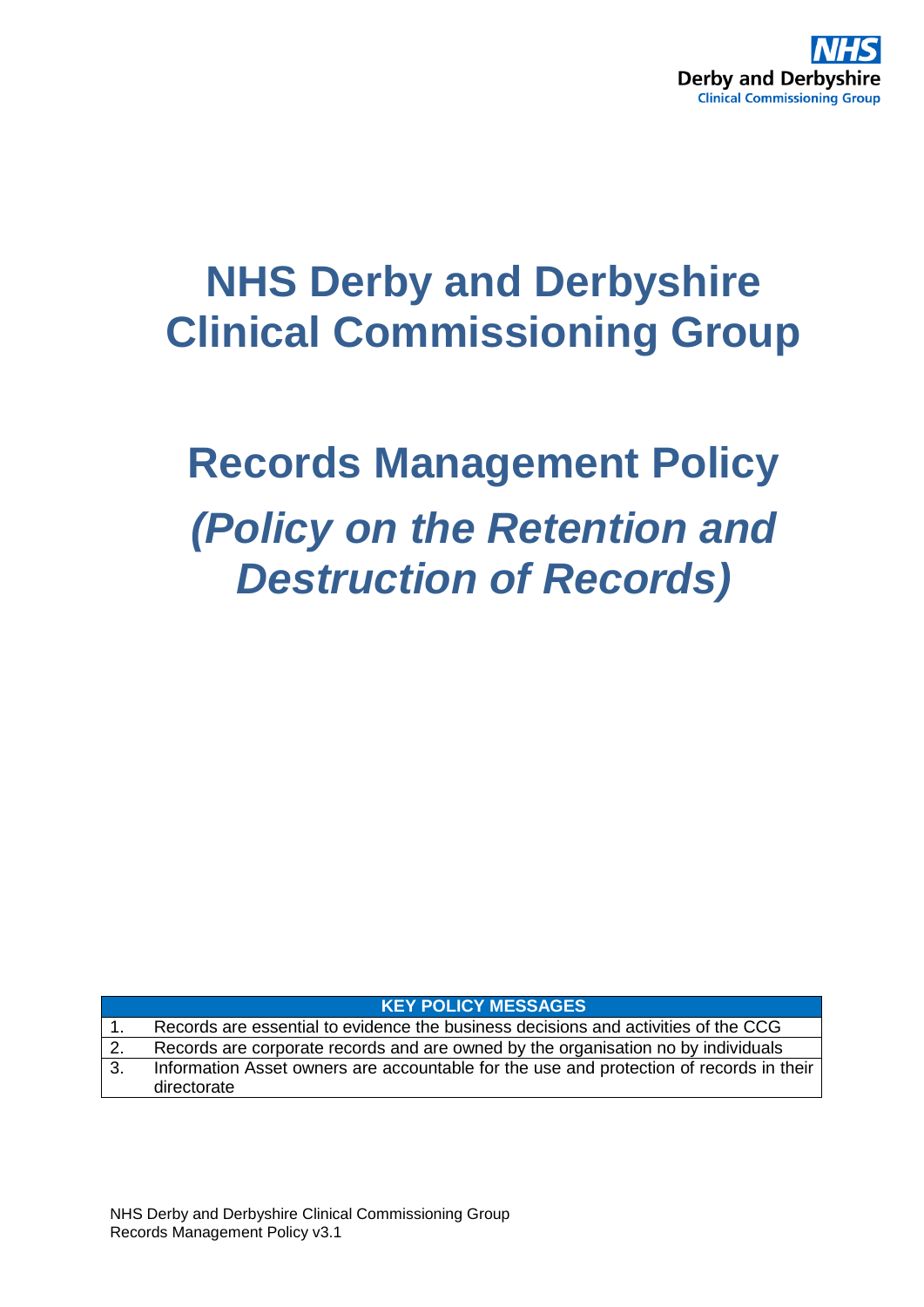NHS Derby and Derbyshire Clinical Commissioning Group

# NHS Derby and Derbyshire Clinical Commissioning Group

# Records Management Policy

## *(Policy on the Retention and Destruction of Records)*

| | KEY POLICY MESSAGES |
|---|---|
| 1. | Records are essential to evidence the business decisions and activities of the CCG |
| 2. | Records are corporate records and are owned by the organisation no by individuals |
| 3. | Information Asset owners are accountable for the use and protection of records in their directorate |

NHS Derby and Derbyshire Clinical Commissioning Group
Records Management Policy v3.1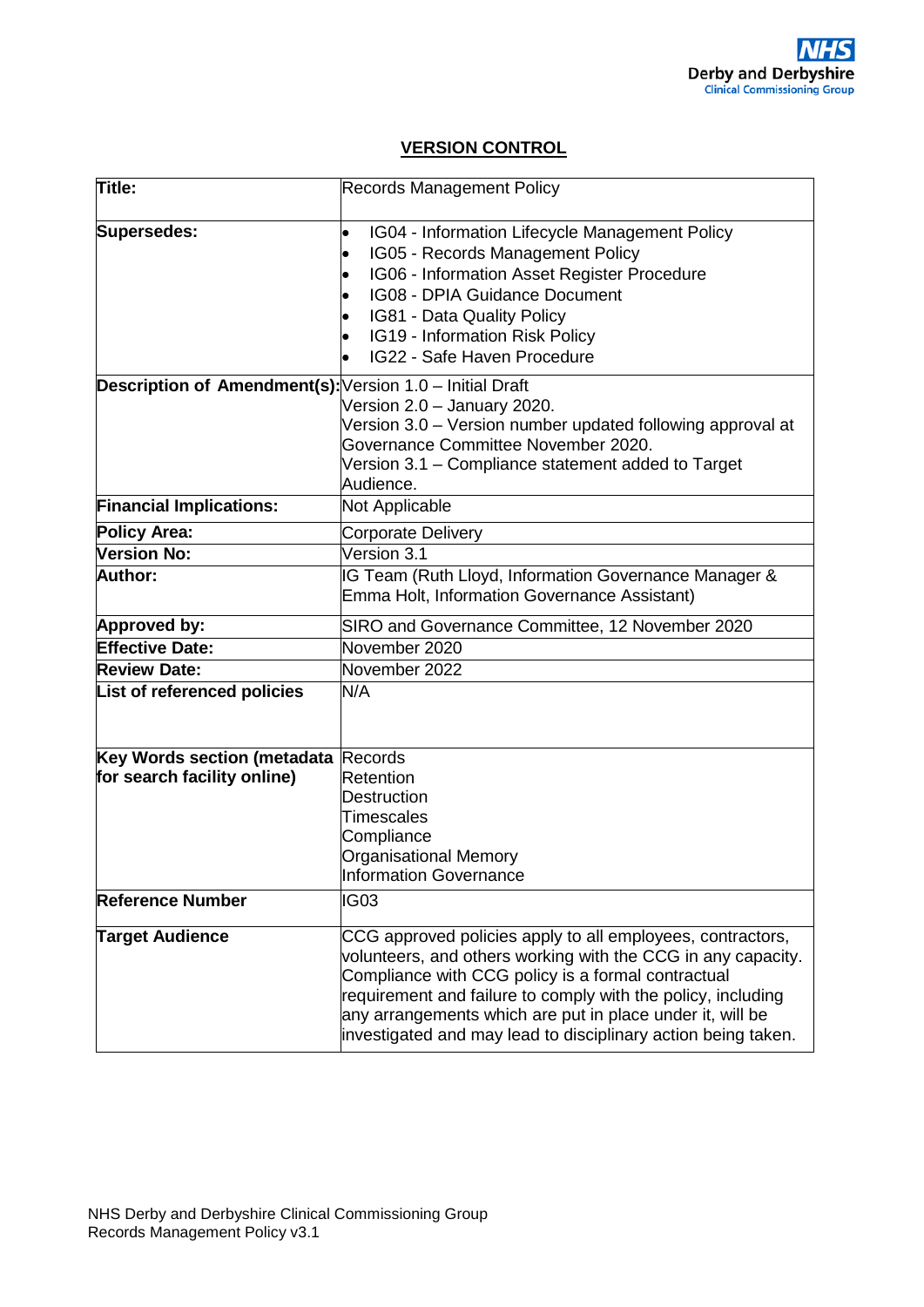## VERSION CONTROL

| | |
|---|---|
| **Title:** | Records Management Policy |
| **Supersedes:** | • IG04 - Information Lifecycle Management Policy<br>• IG05 - Records Management Policy<br>• IG06 - Information Asset Register Procedure<br>• IG08 - DPIA Guidance Document<br>• IG81 - Data Quality Policy<br>• IG19 - Information Risk Policy<br>• IG22 - Safe Haven Procedure |
| **Description of Amendment(s):** | Version 1.0 – Initial Draft<br>Version 2.0 – January 2020.<br>Version 3.0 – Version number updated following approval at Governance Committee November 2020.<br>Version 3.1 – Compliance statement added to Target Audience. |
| **Financial Implications:** | Not Applicable |
| **Policy Area:** | Corporate Delivery |
| **Version No:** | Version 3.1 |
| **Author:** | IG Team (Ruth Lloyd, Information Governance Manager & Emma Holt, Information Governance Assistant) |
| **Approved by:** | SIRO and Governance Committee, 12 November 2020 |
| **Effective Date:** | November 2020 |
| **Review Date:** | November 2022 |
| **List of referenced policies** | N/A |
| **Key Words section (metadata for search facility online)** | Records<br>Retention<br>Destruction<br>Timescales<br>Compliance<br>Organisational Memory<br>Information Governance |
| **Reference Number** | IG03 |
| **Target Audience** | CCG approved policies apply to all employees, contractors, volunteers, and others working with the CCG in any capacity. Compliance with CCG policy is a formal contractual requirement and failure to comply with the policy, including any arrangements which are put in place under it, will be investigated and may lead to disciplinary action being taken. |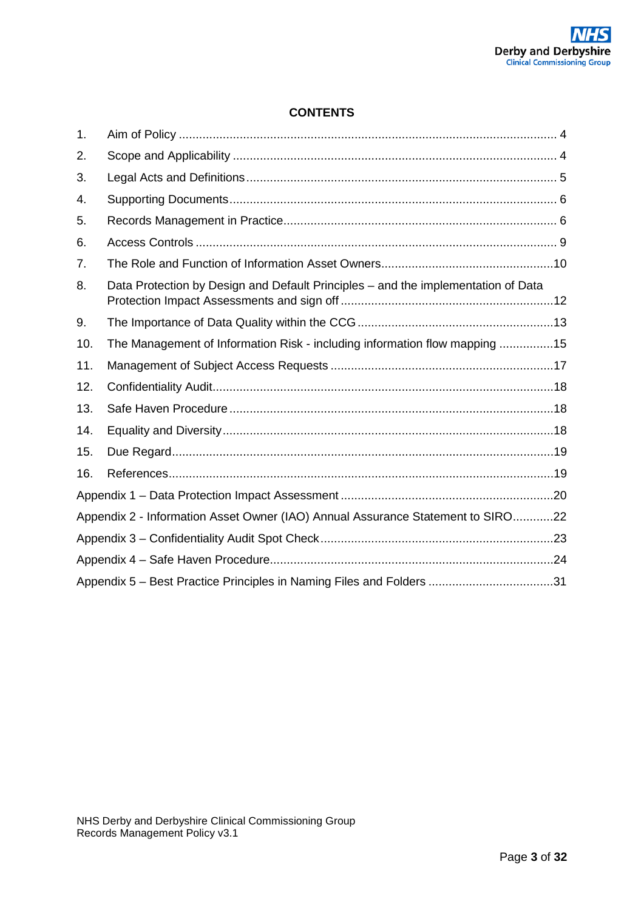## CONTENTS

1. Aim of Policy ........................................................................................................ 4
2. Scope and Applicability ........................................................................................ 4
3. Legal Acts and Definitions .................................................................................... 5
4. Supporting Documents .......................................................................................... 6
5. Records Management in Practice .......................................................................... 6
6. Access Controls .................................................................................................... 9
7. The Role and Function of Information Asset Owners ...........................................10
8. Data Protection by Design and Default Principles – and the implementation of Data Protection Impact Assessments and sign off ........................................................12
9. The Importance of Data Quality within the CCG ...................................................13
10. The Management of Information Risk - including information flow mapping ................15
11. Management of Subject Access Requests ...........................................................17
12. Confidentiality Audit ..............................................................................................18
13. Safe Haven Procedure ..........................................................................................18
14. Equality and Diversity ............................................................................................18
15. Due Regard ..........................................................................................................19
16. References ............................................................................................................19

Appendix 1 – Data Protection Impact Assessment ....................................................20

Appendix 2 - Information Asset Owner (IAO) Annual Assurance Statement to SIRO............22

Appendix 3 – Confidentiality Audit Spot Check ..........................................................23

Appendix 4 – Safe Haven Procedure .........................................................................24

Appendix 5 – Best Practice Principles in Naming Files and Folders ...........................31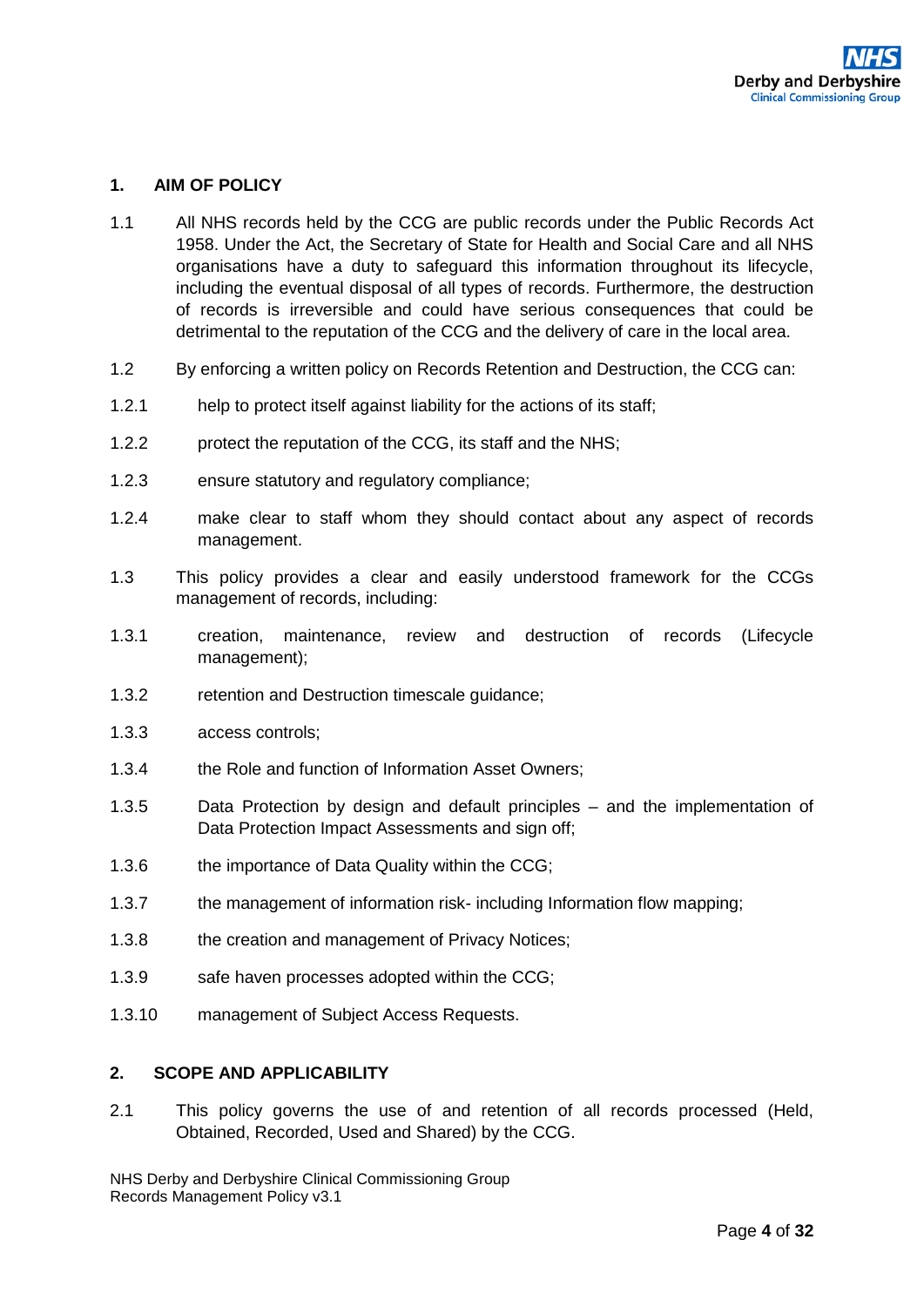## 1. AIM OF POLICY

1.1 All NHS records held by the CCG are public records under the Public Records Act 1958. Under the Act, the Secretary of State for Health and Social Care and all NHS organisations have a duty to safeguard this information throughout its lifecycle, including the eventual disposal of all types of records. Furthermore, the destruction of records is irreversible and could have serious consequences that could be detrimental to the reputation of the CCG and the delivery of care in the local area.

1.2 By enforcing a written policy on Records Retention and Destruction, the CCG can:

1.2.1 help to protect itself against liability for the actions of its staff;

1.2.2 protect the reputation of the CCG, its staff and the NHS;

1.2.3 ensure statutory and regulatory compliance;

1.2.4 make clear to staff whom they should contact about any aspect of records management.

1.3 This policy provides a clear and easily understood framework for the CCGs management of records, including:

1.3.1 creation, maintenance, review and destruction of records (Lifecycle management);

1.3.2 retention and Destruction timescale guidance;

1.3.3 access controls;

1.3.4 the Role and function of Information Asset Owners;

1.3.5 Data Protection by design and default principles – and the implementation of Data Protection Impact Assessments and sign off;

1.3.6 the importance of Data Quality within the CCG;

1.3.7 the management of information risk- including Information flow mapping;

1.3.8 the creation and management of Privacy Notices;

1.3.9 safe haven processes adopted within the CCG;

1.3.10 management of Subject Access Requests.

## 2. SCOPE AND APPLICABILITY

2.1 This policy governs the use of and retention of all records processed (Held, Obtained, Recorded, Used and Shared) by the CCG.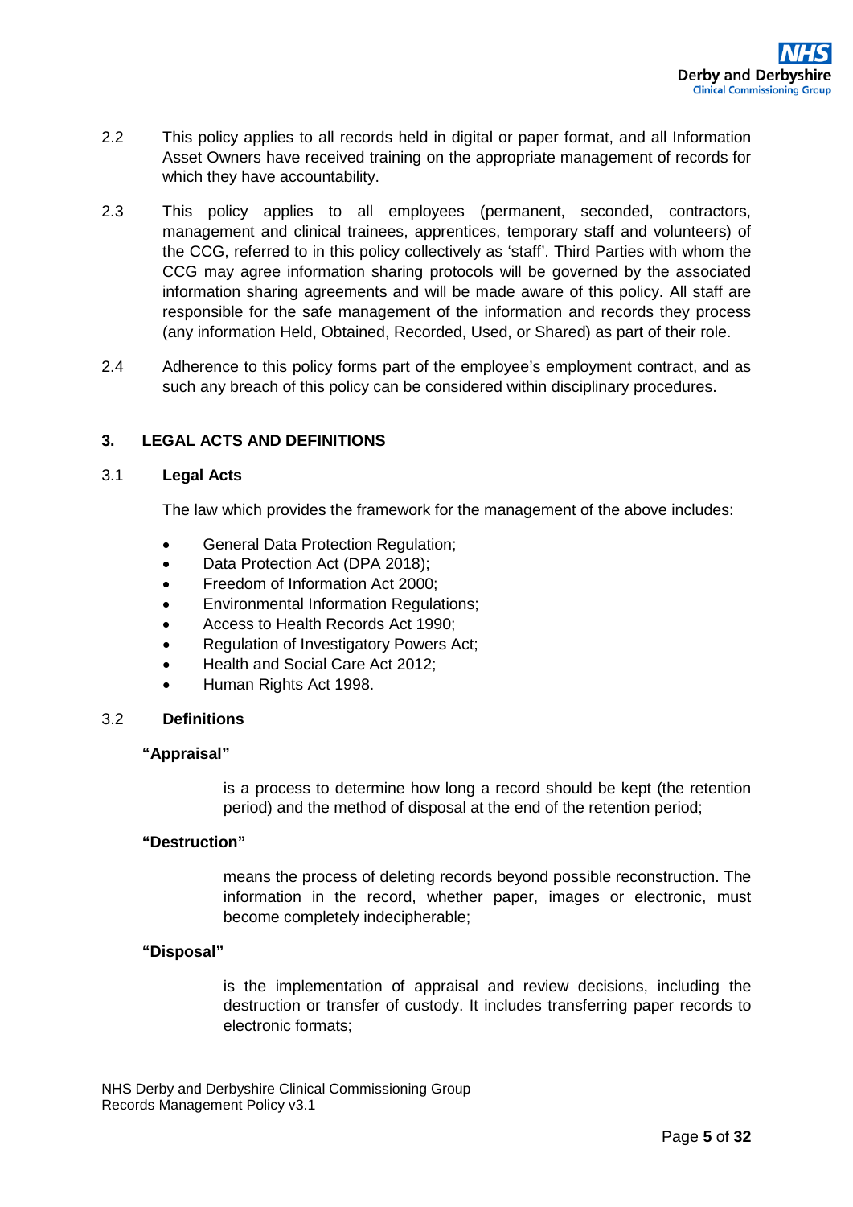2.2 This policy applies to all records held in digital or paper format, and all Information Asset Owners have received training on the appropriate management of records for which they have accountability.

2.3 This policy applies to all employees (permanent, seconded, contractors, management and clinical trainees, apprentices, temporary staff and volunteers) of the CCG, referred to in this policy collectively as 'staff'. Third Parties with whom the CCG may agree information sharing protocols will be governed by the associated information sharing agreements and will be made aware of this policy. All staff are responsible for the safe management of the information and records they process (any information Held, Obtained, Recorded, Used, or Shared) as part of their role.

2.4 Adherence to this policy forms part of the employee's employment contract, and as such any breach of this policy can be considered within disciplinary procedures.

## 3. LEGAL ACTS AND DEFINITIONS

### 3.1 Legal Acts

The law which provides the framework for the management of the above includes:

- General Data Protection Regulation;
- Data Protection Act (DPA 2018);
- Freedom of Information Act 2000;
- Environmental Information Regulations;
- Access to Health Records Act 1990;
- Regulation of Investigatory Powers Act;
- Health and Social Care Act 2012;
- Human Rights Act 1998.

### 3.2 Definitions

**"Appraisal"**

is a process to determine how long a record should be kept (the retention period) and the method of disposal at the end of the retention period;

**"Destruction"**

means the process of deleting records beyond possible reconstruction. The information in the record, whether paper, images or electronic, must become completely indecipherable;

**"Disposal"**

is the implementation of appraisal and review decisions, including the destruction or transfer of custody. It includes transferring paper records to electronic formats;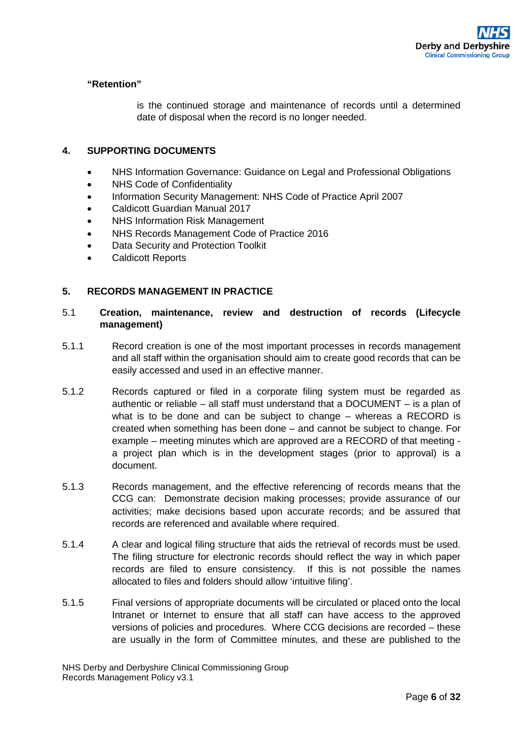**"Retention"**

is the continued storage and maintenance of records until a determined date of disposal when the record is no longer needed.

## 4. SUPPORTING DOCUMENTS

- NHS Information Governance: Guidance on Legal and Professional Obligations
- NHS Code of Confidentiality
- Information Security Management: NHS Code of Practice April 2007
- Caldicott Guardian Manual 2017
- NHS Information Risk Management
- NHS Records Management Code of Practice 2016
- Data Security and Protection Toolkit
- Caldicott Reports

## 5. RECORDS MANAGEMENT IN PRACTICE

### 5.1 Creation, maintenance, review and destruction of records (Lifecycle management)

5.1.1 Record creation is one of the most important processes in records management and all staff within the organisation should aim to create good records that can be easily accessed and used in an effective manner.

5.1.2 Records captured or filed in a corporate filing system must be regarded as authentic or reliable – all staff must understand that a DOCUMENT – is a plan of what is to be done and can be subject to change – whereas a RECORD is created when something has been done – and cannot be subject to change. For example – meeting minutes which are approved are a RECORD of that meeting - a project plan which is in the development stages (prior to approval) is a document.

5.1.3 Records management, and the effective referencing of records means that the CCG can: Demonstrate decision making processes; provide assurance of our activities; make decisions based upon accurate records; and be assured that records are referenced and available where required.

5.1.4 A clear and logical filing structure that aids the retrieval of records must be used. The filing structure for electronic records should reflect the way in which paper records are filed to ensure consistency. If this is not possible the names allocated to files and folders should allow 'intuitive filing'.

5.1.5 Final versions of appropriate documents will be circulated or placed onto the local Intranet or Internet to ensure that all staff can have access to the approved versions of policies and procedures. Where CCG decisions are recorded – these are usually in the form of Committee minutes, and these are published to the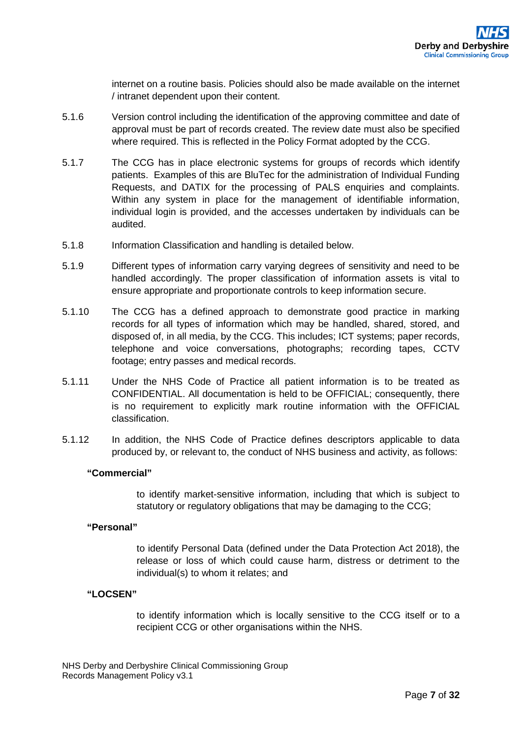internet on a routine basis. Policies should also be made available on the internet / intranet dependent upon their content.

5.1.6 Version control including the identification of the approving committee and date of approval must be part of records created. The review date must also be specified where required. This is reflected in the Policy Format adopted by the CCG.

5.1.7 The CCG has in place electronic systems for groups of records which identify patients. Examples of this are BluTec for the administration of Individual Funding Requests, and DATIX for the processing of PALS enquiries and complaints. Within any system in place for the management of identifiable information, individual login is provided, and the accesses undertaken by individuals can be audited.

5.1.8 Information Classification and handling is detailed below.

5.1.9 Different types of information carry varying degrees of sensitivity and need to be handled accordingly. The proper classification of information assets is vital to ensure appropriate and proportionate controls to keep information secure.

5.1.10 The CCG has a defined approach to demonstrate good practice in marking records for all types of information which may be handled, shared, stored, and disposed of, in all media, by the CCG. This includes; ICT systems; paper records, telephone and voice conversations, photographs; recording tapes, CCTV footage; entry passes and medical records.

5.1.11 Under the NHS Code of Practice all patient information is to be treated as CONFIDENTIAL. All documentation is held to be OFFICIAL; consequently, there is no requirement to explicitly mark routine information with the OFFICIAL classification.

5.1.12 In addition, the NHS Code of Practice defines descriptors applicable to data produced by, or relevant to, the conduct of NHS business and activity, as follows:

**"Commercial"**

to identify market-sensitive information, including that which is subject to statutory or regulatory obligations that may be damaging to the CCG;

**"Personal"**

to identify Personal Data (defined under the Data Protection Act 2018), the release or loss of which could cause harm, distress or detriment to the individual(s) to whom it relates; and

**"LOCSEN"**

to identify information which is locally sensitive to the CCG itself or to a recipient CCG or other organisations within the NHS.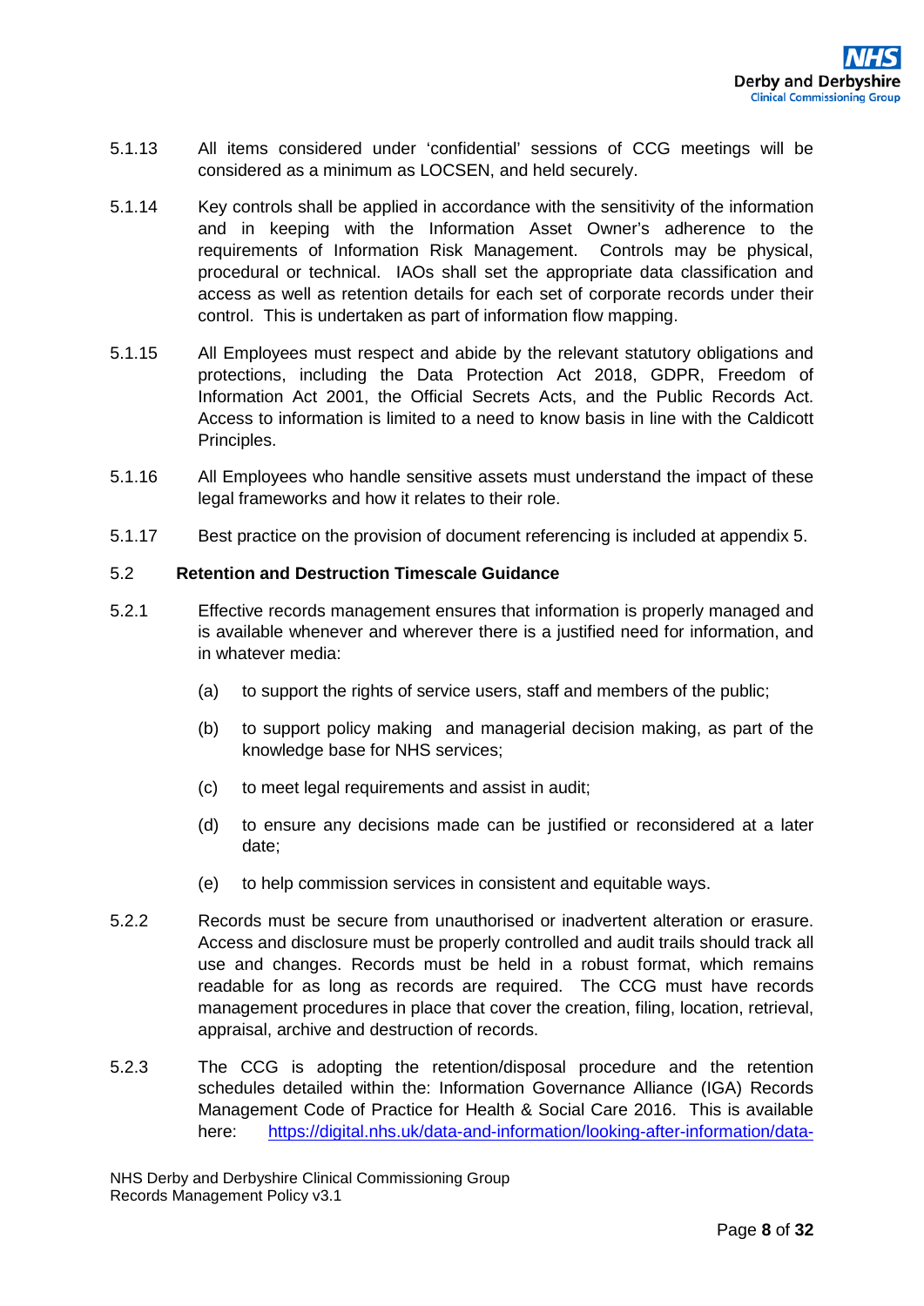5.1.13 All items considered under 'confidential' sessions of CCG meetings will be considered as a minimum as LOCSEN, and held securely.

5.1.14 Key controls shall be applied in accordance with the sensitivity of the information and in keeping with the Information Asset Owner's adherence to the requirements of Information Risk Management. Controls may be physical, procedural or technical. IAOs shall set the appropriate data classification and access as well as retention details for each set of corporate records under their control. This is undertaken as part of information flow mapping.

5.1.15 All Employees must respect and abide by the relevant statutory obligations and protections, including the Data Protection Act 2018, GDPR, Freedom of Information Act 2001, the Official Secrets Acts, and the Public Records Act. Access to information is limited to a need to know basis in line with the Caldicott Principles.

5.1.16 All Employees who handle sensitive assets must understand the impact of these legal frameworks and how it relates to their role.

5.1.17 Best practice on the provision of document referencing is included at appendix 5.

### 5.2 Retention and Destruction Timescale Guidance

5.2.1 Effective records management ensures that information is properly managed and is available whenever and wherever there is a justified need for information, and in whatever media:

(a) to support the rights of service users, staff and members of the public;

(b) to support policy making and managerial decision making, as part of the knowledge base for NHS services;

(c) to meet legal requirements and assist in audit;

(d) to ensure any decisions made can be justified or reconsidered at a later date;

(e) to help commission services in consistent and equitable ways.

5.2.2 Records must be secure from unauthorised or inadvertent alteration or erasure. Access and disclosure must be properly controlled and audit trails should track all use and changes. Records must be held in a robust format, which remains readable for as long as records are required. The CCG must have records management procedures in place that cover the creation, filing, location, retrieval, appraisal, archive and destruction of records.

5.2.3 The CCG is adopting the retention/disposal procedure and the retention schedules detailed within the: Information Governance Alliance (IGA) Records Management Code of Practice for Health & Social Care 2016. This is available here: https://digital.nhs.uk/data-and-information/looking-after-information/data-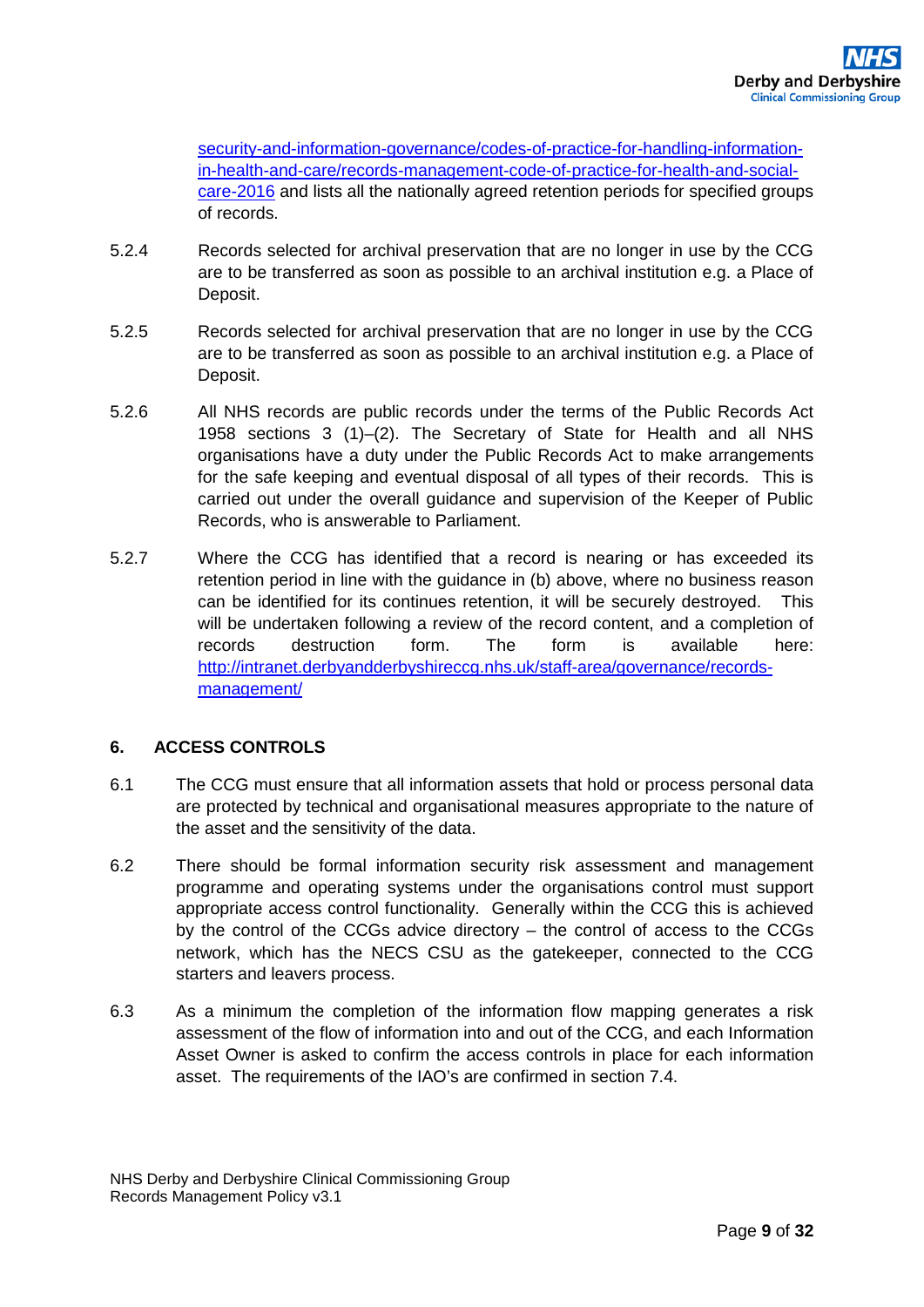security-and-information-governance/codes-of-practice-for-handling-information-in-health-and-care/records-management-code-of-practice-for-health-and-social-care-2016 and lists all the nationally agreed retention periods for specified groups of records.

5.2.4 Records selected for archival preservation that are no longer in use by the CCG are to be transferred as soon as possible to an archival institution e.g. a Place of Deposit.

5.2.5 Records selected for archival preservation that are no longer in use by the CCG are to be transferred as soon as possible to an archival institution e.g. a Place of Deposit.

5.2.6 All NHS records are public records under the terms of the Public Records Act 1958 sections 3 (1)–(2). The Secretary of State for Health and all NHS organisations have a duty under the Public Records Act to make arrangements for the safe keeping and eventual disposal of all types of their records. This is carried out under the overall guidance and supervision of the Keeper of Public Records, who is answerable to Parliament.

5.2.7 Where the CCG has identified that a record is nearing or has exceeded its retention period in line with the guidance in (b) above, where no business reason can be identified for its continues retention, it will be securely destroyed. This will be undertaken following a review of the record content, and a completion of records destruction form. The form is available here: http://intranet.derbyandderbyshireccg.nhs.uk/staff-area/governance/records-management/

## 6. ACCESS CONTROLS

6.1 The CCG must ensure that all information assets that hold or process personal data are protected by technical and organisational measures appropriate to the nature of the asset and the sensitivity of the data.

6.2 There should be formal information security risk assessment and management programme and operating systems under the organisations control must support appropriate access control functionality. Generally within the CCG this is achieved by the control of the CCGs advice directory – the control of access to the CCGs network, which has the NECS CSU as the gatekeeper, connected to the CCG starters and leavers process.

6.3 As a minimum the completion of the information flow mapping generates a risk assessment of the flow of information into and out of the CCG, and each Information Asset Owner is asked to confirm the access controls in place for each information asset. The requirements of the IAO's are confirmed in section 7.4.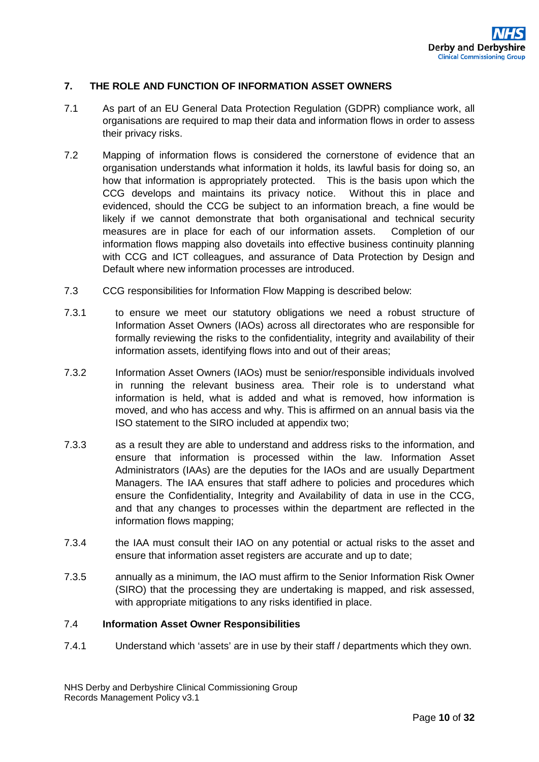## 7. THE ROLE AND FUNCTION OF INFORMATION ASSET OWNERS

7.1 As part of an EU General Data Protection Regulation (GDPR) compliance work, all organisations are required to map their data and information flows in order to assess their privacy risks.

7.2 Mapping of information flows is considered the cornerstone of evidence that an organisation understands what information it holds, its lawful basis for doing so, an how that information is appropriately protected. This is the basis upon which the CCG develops and maintains its privacy notice. Without this in place and evidenced, should the CCG be subject to an information breach, a fine would be likely if we cannot demonstrate that both organisational and technical security measures are in place for each of our information assets. Completion of our information flows mapping also dovetails into effective business continuity planning with CCG and ICT colleagues, and assurance of Data Protection by Design and Default where new information processes are introduced.

7.3 CCG responsibilities for Information Flow Mapping is described below:

7.3.1 to ensure we meet our statutory obligations we need a robust structure of Information Asset Owners (IAOs) across all directorates who are responsible for formally reviewing the risks to the confidentiality, integrity and availability of their information assets, identifying flows into and out of their areas;

7.3.2 Information Asset Owners (IAOs) must be senior/responsible individuals involved in running the relevant business area. Their role is to understand what information is held, what is added and what is removed, how information is moved, and who has access and why. This is affirmed on an annual basis via the ISO statement to the SIRO included at appendix two;

7.3.3 as a result they are able to understand and address risks to the information, and ensure that information is processed within the law. Information Asset Administrators (IAAs) are the deputies for the IAOs and are usually Department Managers. The IAA ensures that staff adhere to policies and procedures which ensure the Confidentiality, Integrity and Availability of data in use in the CCG, and that any changes to processes within the department are reflected in the information flows mapping;

7.3.4 the IAA must consult their IAO on any potential or actual risks to the asset and ensure that information asset registers are accurate and up to date;

7.3.5 annually as a minimum, the IAO must affirm to the Senior Information Risk Owner (SIRO) that the processing they are undertaking is mapped, and risk assessed, with appropriate mitigations to any risks identified in place.

### 7.4 Information Asset Owner Responsibilities

7.4.1 Understand which 'assets' are in use by their staff / departments which they own.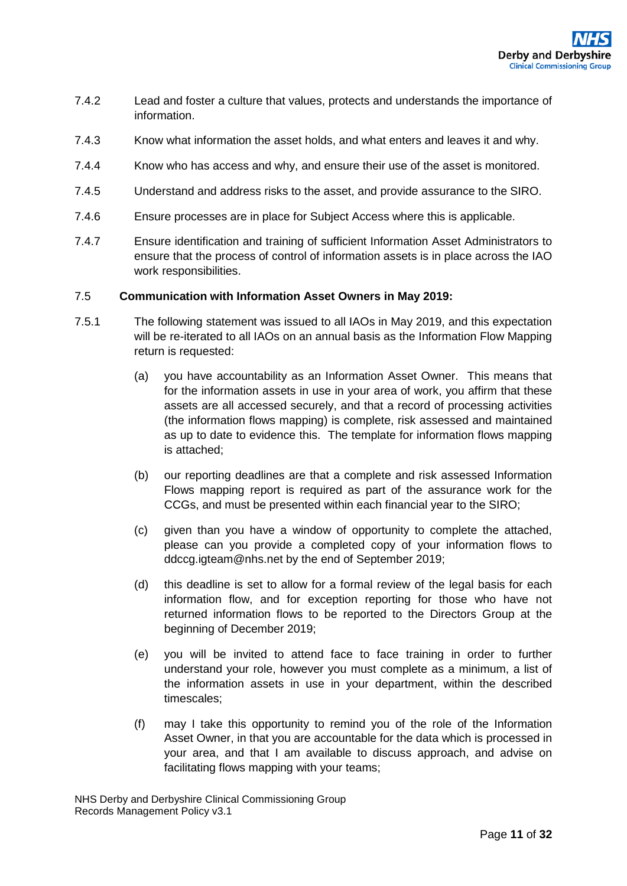7.4.2 Lead and foster a culture that values, protects and understands the importance of information.

7.4.3 Know what information the asset holds, and what enters and leaves it and why.

7.4.4 Know who has access and why, and ensure their use of the asset is monitored.

7.4.5 Understand and address risks to the asset, and provide assurance to the SIRO.

7.4.6 Ensure processes are in place for Subject Access where this is applicable.

7.4.7 Ensure identification and training of sufficient Information Asset Administrators to ensure that the process of control of information assets is in place across the IAO work responsibilities.

### 7.5 Communication with Information Asset Owners in May 2019:

7.5.1 The following statement was issued to all IAOs in May 2019, and this expectation will be re-iterated to all IAOs on an annual basis as the Information Flow Mapping return is requested:

(a) you have accountability as an Information Asset Owner. This means that for the information assets in use in your area of work, you affirm that these assets are all accessed securely, and that a record of processing activities (the information flows mapping) is complete, risk assessed and maintained as up to date to evidence this. The template for information flows mapping is attached;

(b) our reporting deadlines are that a complete and risk assessed Information Flows mapping report is required as part of the assurance work for the CCGs, and must be presented within each financial year to the SIRO;

(c) given than you have a window of opportunity to complete the attached, please can you provide a completed copy of your information flows to ddccg.igteam@nhs.net by the end of September 2019;

(d) this deadline is set to allow for a formal review of the legal basis for each information flow, and for exception reporting for those who have not returned information flows to be reported to the Directors Group at the beginning of December 2019;

(e) you will be invited to attend face to face training in order to further understand your role, however you must complete as a minimum, a list of the information assets in use in your department, within the described timescales;

(f) may I take this opportunity to remind you of the role of the Information Asset Owner, in that you are accountable for the data which is processed in your area, and that I am available to discuss approach, and advise on facilitating flows mapping with your teams;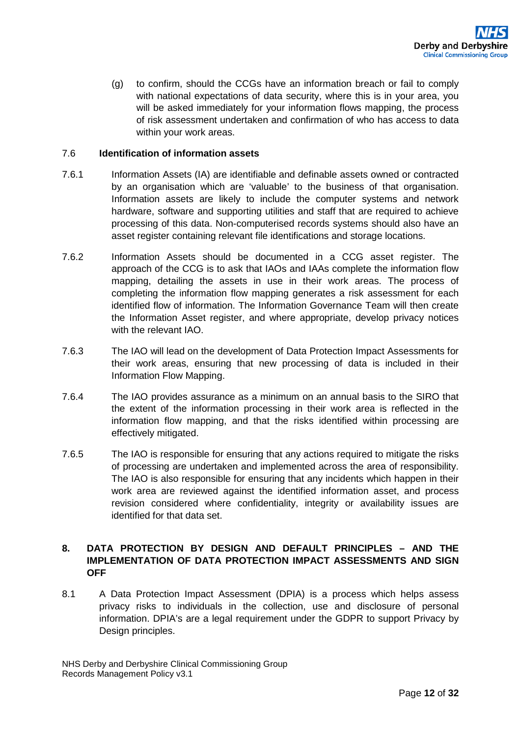(g) to confirm, should the CCGs have an information breach or fail to comply with national expectations of data security, where this is in your area, you will be asked immediately for your information flows mapping, the process of risk assessment undertaken and confirmation of who has access to data within your work areas.

### 7.6 Identification of information assets

7.6.1 Information Assets (IA) are identifiable and definable assets owned or contracted by an organisation which are 'valuable' to the business of that organisation. Information assets are likely to include the computer systems and network hardware, software and supporting utilities and staff that are required to achieve processing of this data. Non-computerised records systems should also have an asset register containing relevant file identifications and storage locations.

7.6.2 Information Assets should be documented in a CCG asset register. The approach of the CCG is to ask that IAOs and IAAs complete the information flow mapping, detailing the assets in use in their work areas. The process of completing the information flow mapping generates a risk assessment for each identified flow of information. The Information Governance Team will then create the Information Asset register, and where appropriate, develop privacy notices with the relevant IAO.

7.6.3 The IAO will lead on the development of Data Protection Impact Assessments for their work areas, ensuring that new processing of data is included in their Information Flow Mapping.

7.6.4 The IAO provides assurance as a minimum on an annual basis to the SIRO that the extent of the information processing in their work area is reflected in the information flow mapping, and that the risks identified within processing are effectively mitigated.

7.6.5 The IAO is responsible for ensuring that any actions required to mitigate the risks of processing are undertaken and implemented across the area of responsibility. The IAO is also responsible for ensuring that any incidents which happen in their work area are reviewed against the identified information asset, and process revision considered where confidentiality, integrity or availability issues are identified for that data set.

## 8. DATA PROTECTION BY DESIGN AND DEFAULT PRINCIPLES – AND THE IMPLEMENTATION OF DATA PROTECTION IMPACT ASSESSMENTS AND SIGN OFF

8.1 A Data Protection Impact Assessment (DPIA) is a process which helps assess privacy risks to individuals in the collection, use and disclosure of personal information. DPIA's are a legal requirement under the GDPR to support Privacy by Design principles.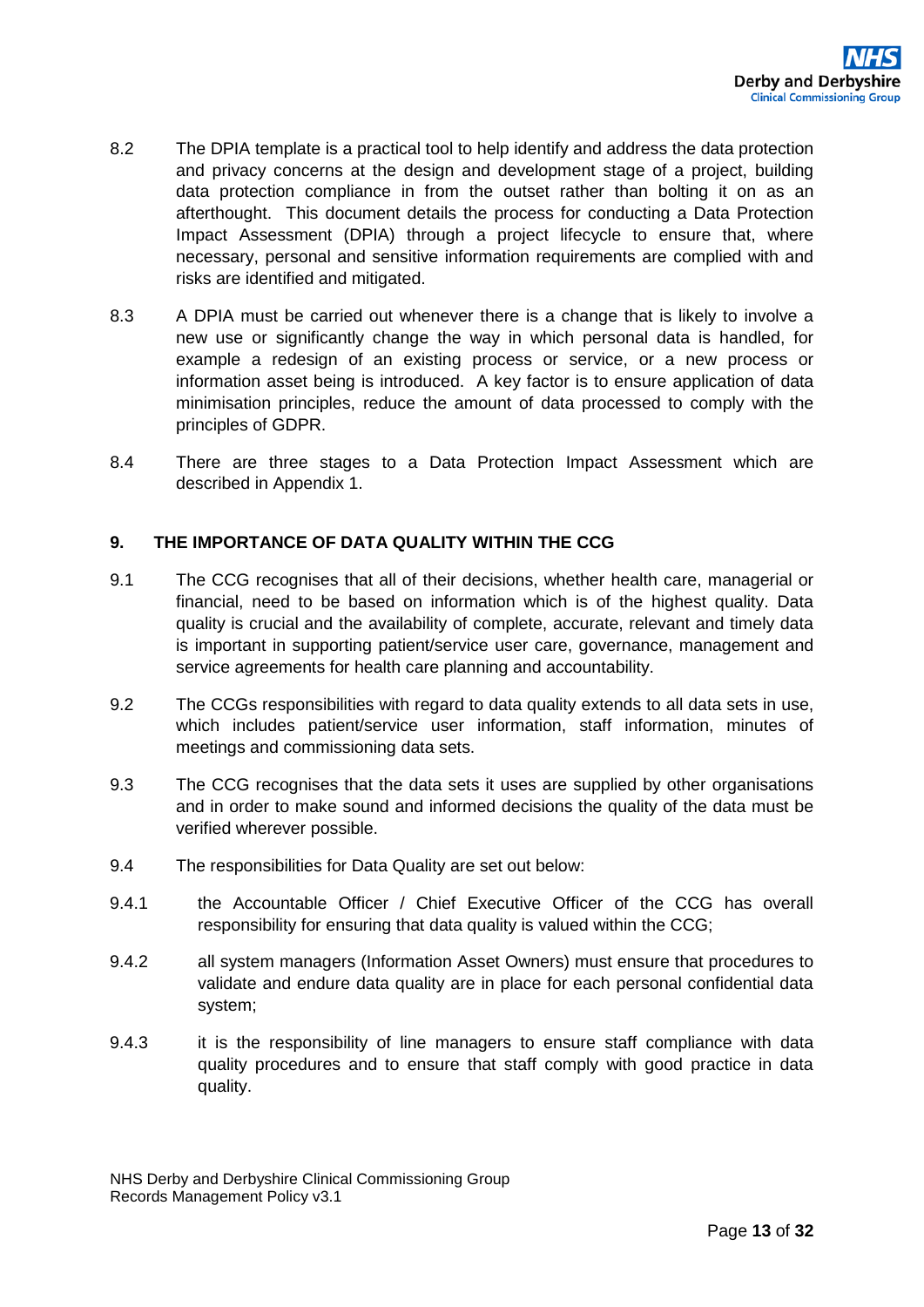8.2 The DPIA template is a practical tool to help identify and address the data protection and privacy concerns at the design and development stage of a project, building data protection compliance in from the outset rather than bolting it on as an afterthought. This document details the process for conducting a Data Protection Impact Assessment (DPIA) through a project lifecycle to ensure that, where necessary, personal and sensitive information requirements are complied with and risks are identified and mitigated.

8.3 A DPIA must be carried out whenever there is a change that is likely to involve a new use or significantly change the way in which personal data is handled, for example a redesign of an existing process or service, or a new process or information asset being is introduced. A key factor is to ensure application of data minimisation principles, reduce the amount of data processed to comply with the principles of GDPR.

8.4 There are three stages to a Data Protection Impact Assessment which are described in Appendix 1.

## 9. THE IMPORTANCE OF DATA QUALITY WITHIN THE CCG

9.1 The CCG recognises that all of their decisions, whether health care, managerial or financial, need to be based on information which is of the highest quality. Data quality is crucial and the availability of complete, accurate, relevant and timely data is important in supporting patient/service user care, governance, management and service agreements for health care planning and accountability.

9.2 The CCGs responsibilities with regard to data quality extends to all data sets in use, which includes patient/service user information, staff information, minutes of meetings and commissioning data sets.

9.3 The CCG recognises that the data sets it uses are supplied by other organisations and in order to make sound and informed decisions the quality of the data must be verified wherever possible.

9.4 The responsibilities for Data Quality are set out below:

9.4.1 the Accountable Officer / Chief Executive Officer of the CCG has overall responsibility for ensuring that data quality is valued within the CCG;

9.4.2 all system managers (Information Asset Owners) must ensure that procedures to validate and endure data quality are in place for each personal confidential data system;

9.4.3 it is the responsibility of line managers to ensure staff compliance with data quality procedures and to ensure that staff comply with good practice in data quality.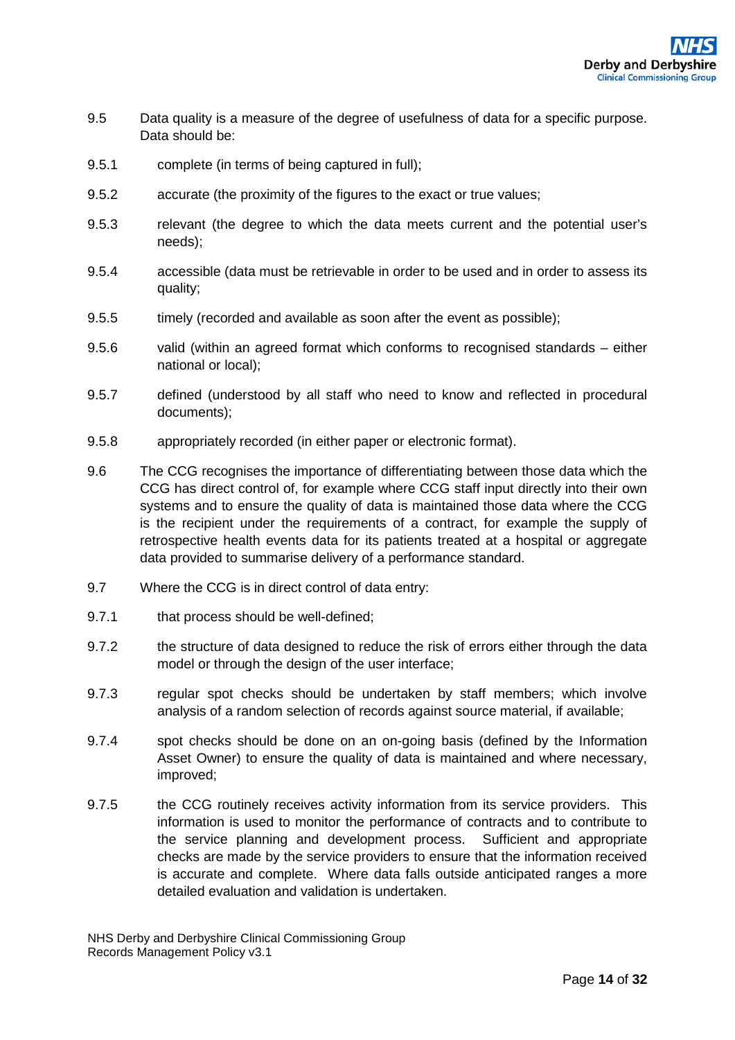9.5 Data quality is a measure of the degree of usefulness of data for a specific purpose. Data should be:

9.5.1 complete (in terms of being captured in full);

9.5.2 accurate (the proximity of the figures to the exact or true values;

9.5.3 relevant (the degree to which the data meets current and the potential user's needs);

9.5.4 accessible (data must be retrievable in order to be used and in order to assess its quality;

9.5.5 timely (recorded and available as soon after the event as possible);

9.5.6 valid (within an agreed format which conforms to recognised standards – either national or local);

9.5.7 defined (understood by all staff who need to know and reflected in procedural documents);

9.5.8 appropriately recorded (in either paper or electronic format).

9.6 The CCG recognises the importance of differentiating between those data which the CCG has direct control of, for example where CCG staff input directly into their own systems and to ensure the quality of data is maintained those data where the CCG is the recipient under the requirements of a contract, for example the supply of retrospective health events data for its patients treated at a hospital or aggregate data provided to summarise delivery of a performance standard.

9.7 Where the CCG is in direct control of data entry:

9.7.1 that process should be well-defined;

9.7.2 the structure of data designed to reduce the risk of errors either through the data model or through the design of the user interface;

9.7.3 regular spot checks should be undertaken by staff members; which involve analysis of a random selection of records against source material, if available;

9.7.4 spot checks should be done on an on-going basis (defined by the Information Asset Owner) to ensure the quality of data is maintained and where necessary, improved;

9.7.5 the CCG routinely receives activity information from its service providers. This information is used to monitor the performance of contracts and to contribute to the service planning and development process. Sufficient and appropriate checks are made by the service providers to ensure that the information received is accurate and complete. Where data falls outside anticipated ranges a more detailed evaluation and validation is undertaken.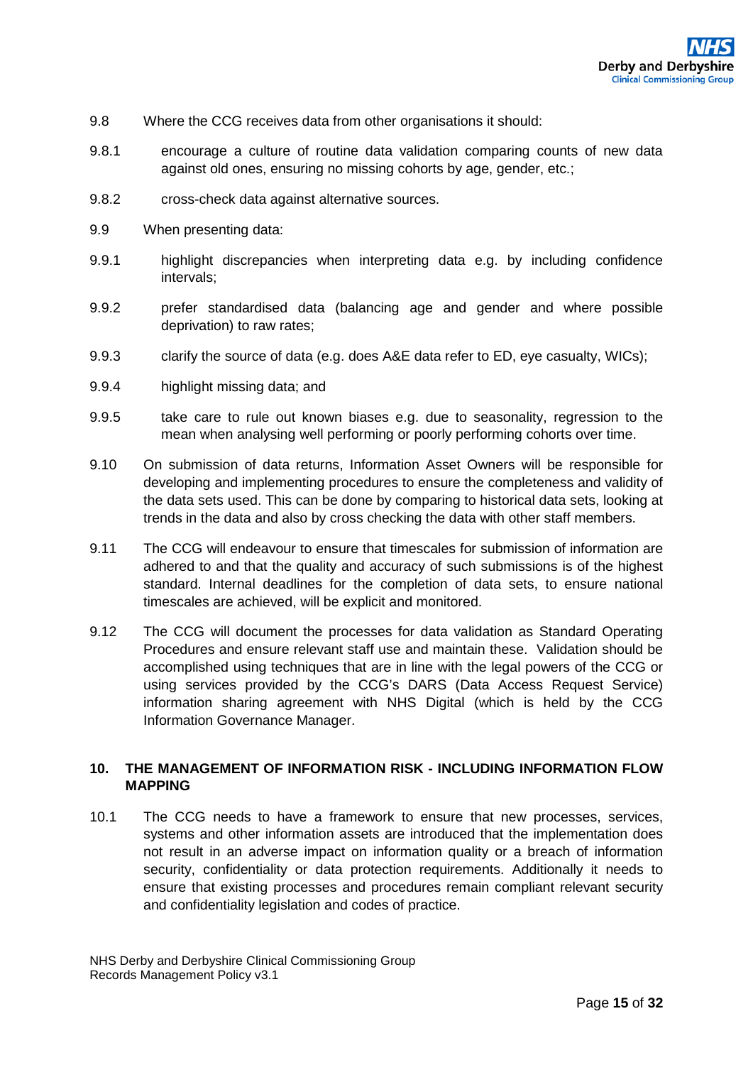9.8 Where the CCG receives data from other organisations it should:

9.8.1 encourage a culture of routine data validation comparing counts of new data against old ones, ensuring no missing cohorts by age, gender, etc.;

9.8.2 cross-check data against alternative sources.

9.9 When presenting data:

9.9.1 highlight discrepancies when interpreting data e.g. by including confidence intervals;

9.9.2 prefer standardised data (balancing age and gender and where possible deprivation) to raw rates;

9.9.3 clarify the source of data (e.g. does A&E data refer to ED, eye casualty, WICs);

9.9.4 highlight missing data; and

9.9.5 take care to rule out known biases e.g. due to seasonality, regression to the mean when analysing well performing or poorly performing cohorts over time.

9.10 On submission of data returns, Information Asset Owners will be responsible for developing and implementing procedures to ensure the completeness and validity of the data sets used. This can be done by comparing to historical data sets, looking at trends in the data and also by cross checking the data with other staff members.

9.11 The CCG will endeavour to ensure that timescales for submission of information are adhered to and that the quality and accuracy of such submissions is of the highest standard. Internal deadlines for the completion of data sets, to ensure national timescales are achieved, will be explicit and monitored.

9.12 The CCG will document the processes for data validation as Standard Operating Procedures and ensure relevant staff use and maintain these. Validation should be accomplished using techniques that are in line with the legal powers of the CCG or using services provided by the CCG's DARS (Data Access Request Service) information sharing agreement with NHS Digital (which is held by the CCG Information Governance Manager.

## 10. THE MANAGEMENT OF INFORMATION RISK - INCLUDING INFORMATION FLOW MAPPING

10.1 The CCG needs to have a framework to ensure that new processes, services, systems and other information assets are introduced that the implementation does not result in an adverse impact on information quality or a breach of information security, confidentiality or data protection requirements. Additionally it needs to ensure that existing processes and procedures remain compliant relevant security and confidentiality legislation and codes of practice.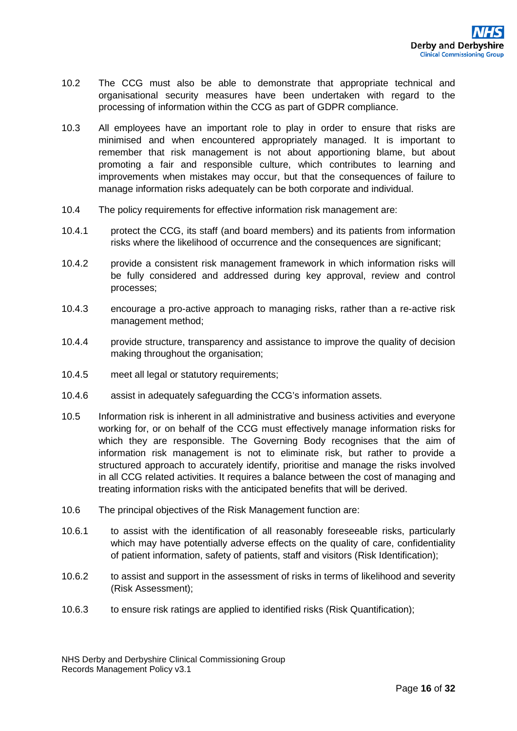10.2 The CCG must also be able to demonstrate that appropriate technical and organisational security measures have been undertaken with regard to the processing of information within the CCG as part of GDPR compliance.

10.3 All employees have an important role to play in order to ensure that risks are minimised and when encountered appropriately managed. It is important to remember that risk management is not about apportioning blame, but about promoting a fair and responsible culture, which contributes to learning and improvements when mistakes may occur, but that the consequences of failure to manage information risks adequately can be both corporate and individual.

10.4 The policy requirements for effective information risk management are:

10.4.1 protect the CCG, its staff (and board members) and its patients from information risks where the likelihood of occurrence and the consequences are significant;

10.4.2 provide a consistent risk management framework in which information risks will be fully considered and addressed during key approval, review and control processes;

10.4.3 encourage a pro-active approach to managing risks, rather than a re-active risk management method;

10.4.4 provide structure, transparency and assistance to improve the quality of decision making throughout the organisation;

10.4.5 meet all legal or statutory requirements;

10.4.6 assist in adequately safeguarding the CCG's information assets.

10.5 Information risk is inherent in all administrative and business activities and everyone working for, or on behalf of the CCG must effectively manage information risks for which they are responsible. The Governing Body recognises that the aim of information risk management is not to eliminate risk, but rather to provide a structured approach to accurately identify, prioritise and manage the risks involved in all CCG related activities. It requires a balance between the cost of managing and treating information risks with the anticipated benefits that will be derived.

10.6 The principal objectives of the Risk Management function are:

10.6.1 to assist with the identification of all reasonably foreseeable risks, particularly which may have potentially adverse effects on the quality of care, confidentiality of patient information, safety of patients, staff and visitors (Risk Identification);

10.6.2 to assist and support in the assessment of risks in terms of likelihood and severity (Risk Assessment);

10.6.3 to ensure risk ratings are applied to identified risks (Risk Quantification);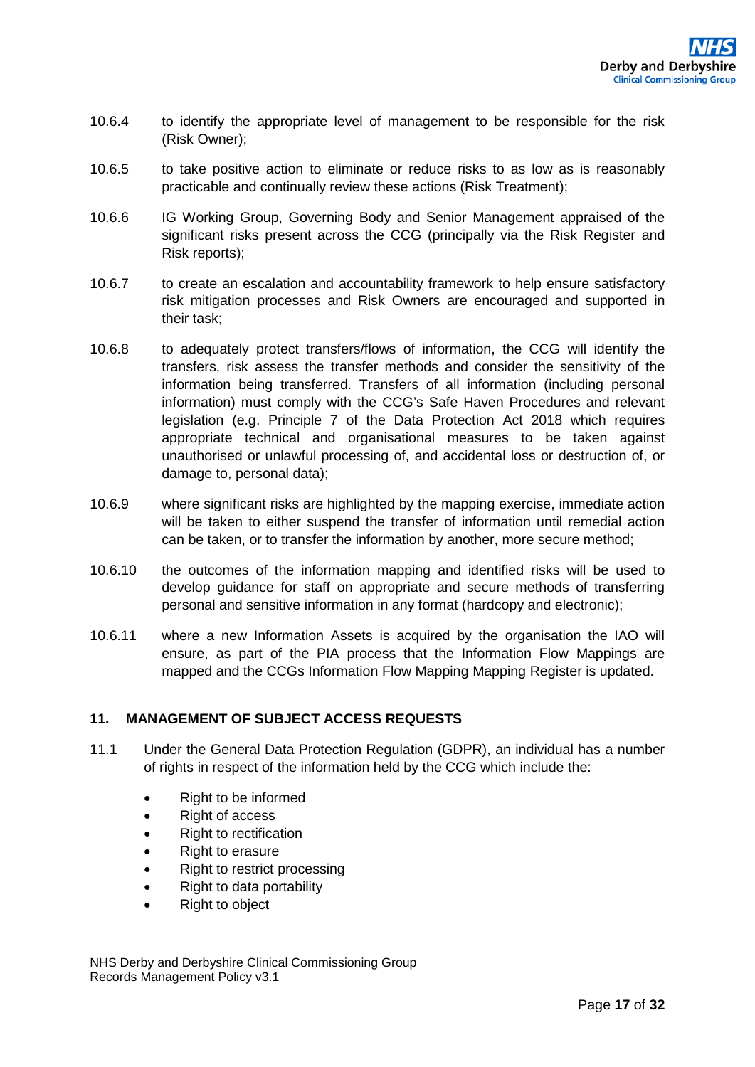10.6.4 to identify the appropriate level of management to be responsible for the risk (Risk Owner);

10.6.5 to take positive action to eliminate or reduce risks to as low as is reasonably practicable and continually review these actions (Risk Treatment);

10.6.6 IG Working Group, Governing Body and Senior Management appraised of the significant risks present across the CCG (principally via the Risk Register and Risk reports);

10.6.7 to create an escalation and accountability framework to help ensure satisfactory risk mitigation processes and Risk Owners are encouraged and supported in their task;

10.6.8 to adequately protect transfers/flows of information, the CCG will identify the transfers, risk assess the transfer methods and consider the sensitivity of the information being transferred. Transfers of all information (including personal information) must comply with the CCG's Safe Haven Procedures and relevant legislation (e.g. Principle 7 of the Data Protection Act 2018 which requires appropriate technical and organisational measures to be taken against unauthorised or unlawful processing of, and accidental loss or destruction of, or damage to, personal data);

10.6.9 where significant risks are highlighted by the mapping exercise, immediate action will be taken to either suspend the transfer of information until remedial action can be taken, or to transfer the information by another, more secure method;

10.6.10 the outcomes of the information mapping and identified risks will be used to develop guidance for staff on appropriate and secure methods of transferring personal and sensitive information in any format (hardcopy and electronic);

10.6.11 where a new Information Assets is acquired by the organisation the IAO will ensure, as part of the PIA process that the Information Flow Mappings are mapped and the CCGs Information Flow Mapping Mapping Register is updated.

## 11. MANAGEMENT OF SUBJECT ACCESS REQUESTS

11.1 Under the General Data Protection Regulation (GDPR), an individual has a number of rights in respect of the information held by the CCG which include the:

- Right to be informed
- Right of access
- Right to rectification
- Right to erasure
- Right to restrict processing
- Right to data portability
- Right to object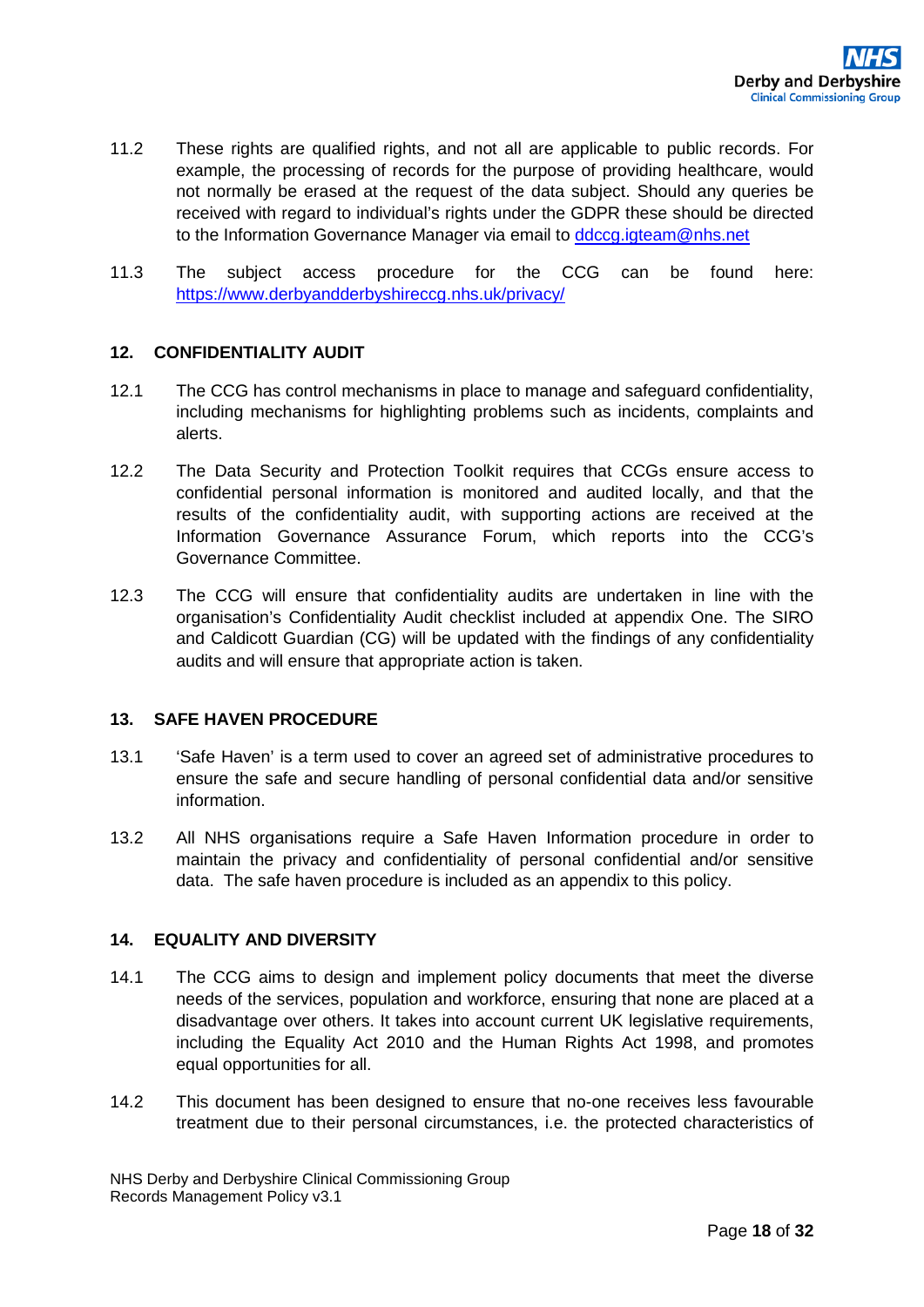11.2 These rights are qualified rights, and not all are applicable to public records. For example, the processing of records for the purpose of providing healthcare, would not normally be erased at the request of the data subject. Should any queries be received with regard to individual's rights under the GDPR these should be directed to the Information Governance Manager via email to [ddccg.igteam@nhs.net](mailto:ddccg.igteam@nhs.net)

11.3 The subject access procedure for the CCG can be found here: [https://www.derbyandderbyshireccg.nhs.uk/privacy/](https://www.derbyandderbyshireccg.nhs.uk/privacy/)

## 12. CONFIDENTIALITY AUDIT

12.1 The CCG has control mechanisms in place to manage and safeguard confidentiality, including mechanisms for highlighting problems such as incidents, complaints and alerts.

12.2 The Data Security and Protection Toolkit requires that CCGs ensure access to confidential personal information is monitored and audited locally, and that the results of the confidentiality audit, with supporting actions are received at the Information Governance Assurance Forum, which reports into the CCG's Governance Committee.

12.3 The CCG will ensure that confidentiality audits are undertaken in line with the organisation's Confidentiality Audit checklist included at appendix One. The SIRO and Caldicott Guardian (CG) will be updated with the findings of any confidentiality audits and will ensure that appropriate action is taken.

## 13. SAFE HAVEN PROCEDURE

13.1 'Safe Haven' is a term used to cover an agreed set of administrative procedures to ensure the safe and secure handling of personal confidential data and/or sensitive information.

13.2 All NHS organisations require a Safe Haven Information procedure in order to maintain the privacy and confidentiality of personal confidential and/or sensitive data. The safe haven procedure is included as an appendix to this policy.

## 14. EQUALITY AND DIVERSITY

14.1 The CCG aims to design and implement policy documents that meet the diverse needs of the services, population and workforce, ensuring that none are placed at a disadvantage over others. It takes into account current UK legislative requirements, including the Equality Act 2010 and the Human Rights Act 1998, and promotes equal opportunities for all.

14.2 This document has been designed to ensure that no-one receives less favourable treatment due to their personal circumstances, i.e. the protected characteristics of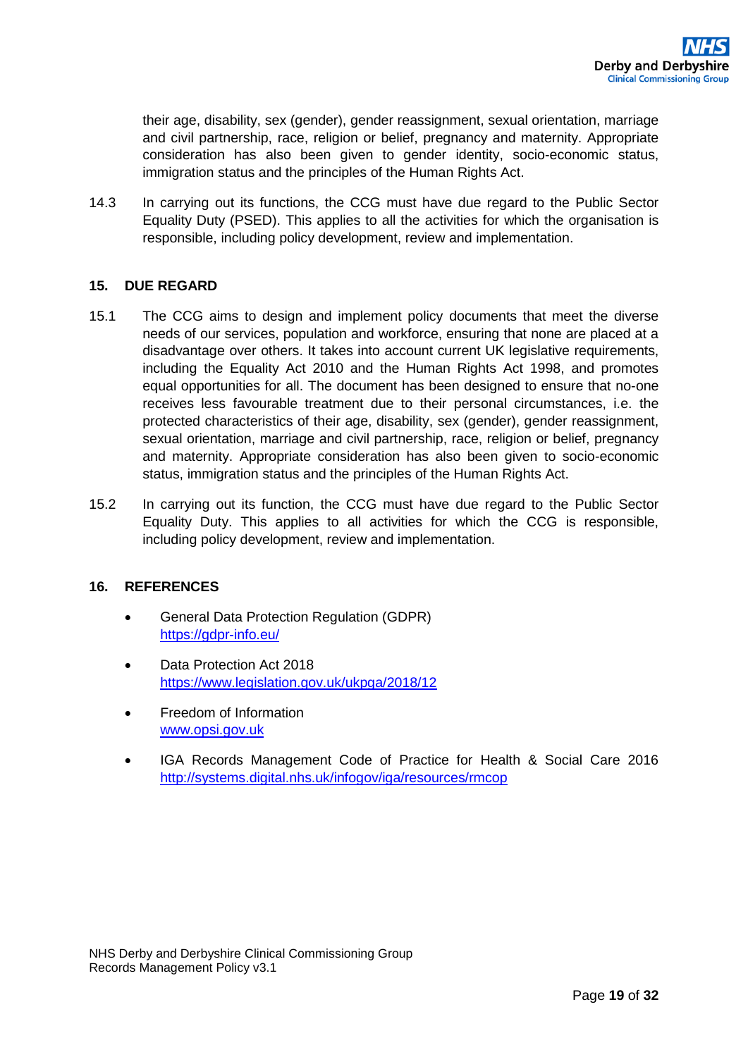their age, disability, sex (gender), gender reassignment, sexual orientation, marriage and civil partnership, race, religion or belief, pregnancy and maternity. Appropriate consideration has also been given to gender identity, socio-economic status, immigration status and the principles of the Human Rights Act.

14.3 In carrying out its functions, the CCG must have due regard to the Public Sector Equality Duty (PSED). This applies to all the activities for which the organisation is responsible, including policy development, review and implementation.

## 15. DUE REGARD

15.1 The CCG aims to design and implement policy documents that meet the diverse needs of our services, population and workforce, ensuring that none are placed at a disadvantage over others. It takes into account current UK legislative requirements, including the Equality Act 2010 and the Human Rights Act 1998, and promotes equal opportunities for all. The document has been designed to ensure that no-one receives less favourable treatment due to their personal circumstances, i.e. the protected characteristics of their age, disability, sex (gender), gender reassignment, sexual orientation, marriage and civil partnership, race, religion or belief, pregnancy and maternity. Appropriate consideration has also been given to socio-economic status, immigration status and the principles of the Human Rights Act.

15.2 In carrying out its function, the CCG must have due regard to the Public Sector Equality Duty. This applies to all activities for which the CCG is responsible, including policy development, review and implementation.

## 16. REFERENCES

- General Data Protection Regulation (GDPR)
  https://gdpr-info.eu/

- Data Protection Act 2018
  https://www.legislation.gov.uk/ukpga/2018/12

- Freedom of Information
  www.opsi.gov.uk

- IGA Records Management Code of Practice for Health & Social Care 2016
  http://systems.digital.nhs.uk/infogov/iga/resources/rmcop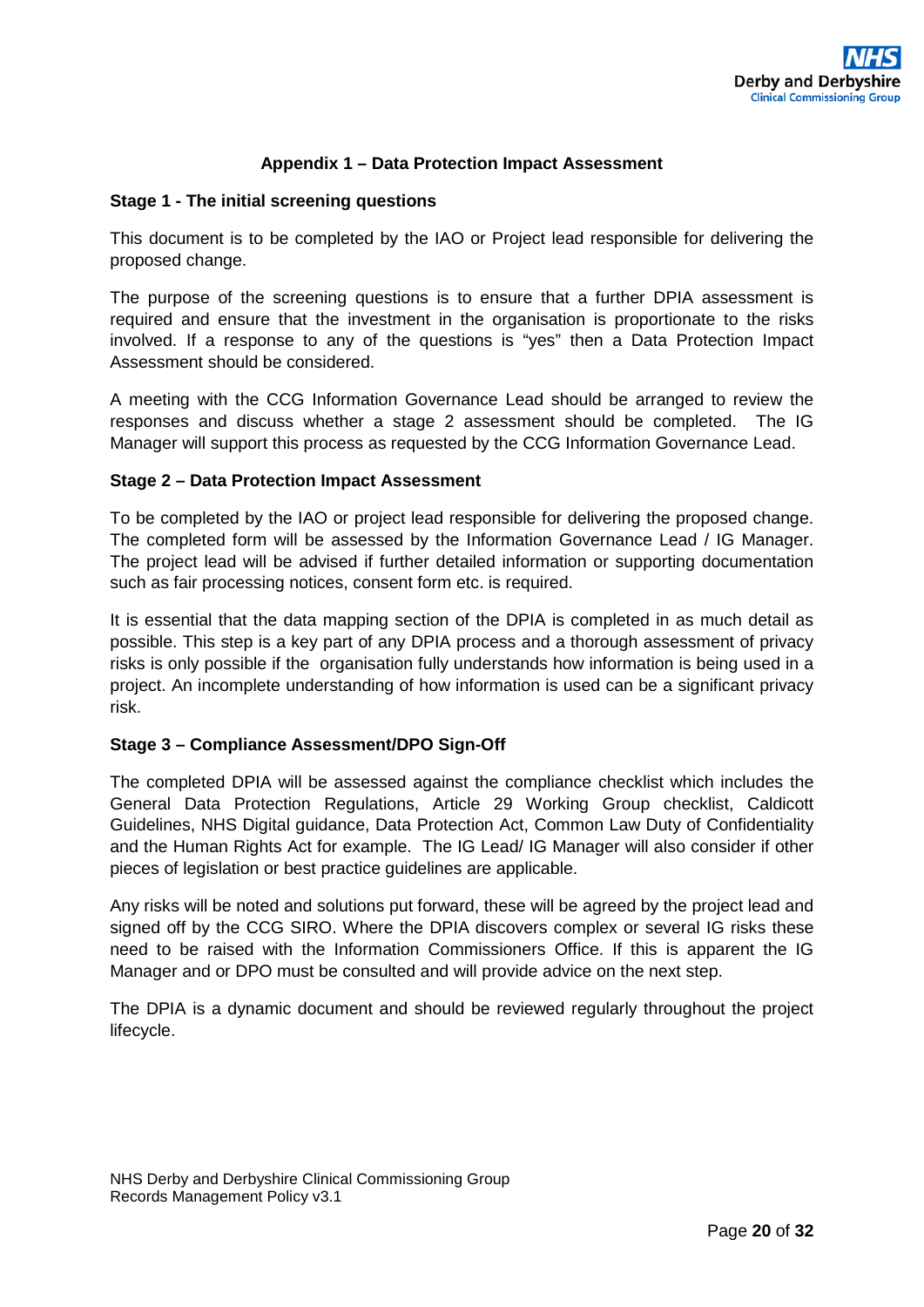## Appendix 1 – Data Protection Impact Assessment

### Stage 1 - The initial screening questions

This document is to be completed by the IAO or Project lead responsible for delivering the proposed change.

The purpose of the screening questions is to ensure that a further DPIA assessment is required and ensure that the investment in the organisation is proportionate to the risks involved. If a response to any of the questions is "yes" then a Data Protection Impact Assessment should be considered.

A meeting with the CCG Information Governance Lead should be arranged to review the responses and discuss whether a stage 2 assessment should be completed. The IG Manager will support this process as requested by the CCG Information Governance Lead.

### Stage 2 – Data Protection Impact Assessment

To be completed by the IAO or project lead responsible for delivering the proposed change. The completed form will be assessed by the Information Governance Lead / IG Manager. The project lead will be advised if further detailed information or supporting documentation such as fair processing notices, consent form etc. is required.

It is essential that the data mapping section of the DPIA is completed in as much detail as possible. This step is a key part of any DPIA process and a thorough assessment of privacy risks is only possible if the organisation fully understands how information is being used in a project. An incomplete understanding of how information is used can be a significant privacy risk.

### Stage 3 – Compliance Assessment/DPO Sign-Off

The completed DPIA will be assessed against the compliance checklist which includes the General Data Protection Regulations, Article 29 Working Group checklist, Caldicott Guidelines, NHS Digital guidance, Data Protection Act, Common Law Duty of Confidentiality and the Human Rights Act for example. The IG Lead/ IG Manager will also consider if other pieces of legislation or best practice guidelines are applicable.

Any risks will be noted and solutions put forward, these will be agreed by the project lead and signed off by the CCG SIRO. Where the DPIA discovers complex or several IG risks these need to be raised with the Information Commissioners Office. If this is apparent the IG Manager and or DPO must be consulted and will provide advice on the next step.

The DPIA is a dynamic document and should be reviewed regularly throughout the project lifecycle.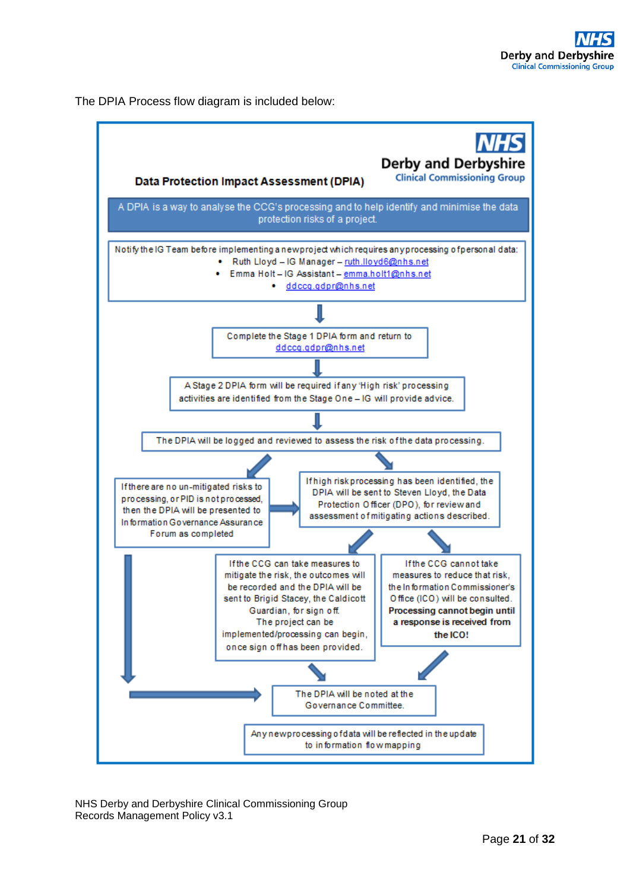The DPIA Process flow diagram is included below:

**Data Protection Impact Assessment (DPIA)**

NHS Derby and Derbyshire Clinical Commissioning Group

A DPIA is a way to analyse the CCG's processing and to help identify and minimise the data protection risks of a project.

Notify the IG Team before implementing a new project which requires any processing of personal data:

- Ruth Lloyd – IG Manager – ruth.lloyd6@nhs.net
- Emma Holt – IG Assistant – emma.holt1@nhs.net
- ddccg.gdpr@nhs.net

↓

Complete the Stage 1 DPIA form and return to ddccg.gdpr@nhs.net

↓

A Stage 2 DPIA form will be required if any 'High risk' processing activities are identified from the Stage One – IG will provide advice.

↓

The DPIA will be logged and reviewed to assess the risk of the data processing.

If there are no un-mitigated risks to processing, or PID is not processed, then the DPIA will be presented to Information Governance Assurance Forum as completed

If high risk processing has been identified, the DPIA will be sent to Steven Lloyd, the Data Protection Officer (DPO), for review and assessment of mitigating actions described.

If the CCG can take measures to mitigate the risk, the outcomes will be recorded and the DPIA will be sent to Brigid Stacey, the Caldicott Guardian, for sign off. The project can be implemented/processing can begin, once sign off has been provided.

If the CCG cannot take measures to reduce that risk, the Information Commissioner's Office (ICO) will be consulted. **Processing cannot begin until a response is received from the ICO!**

The DPIA will be noted at the Governance Committee.

Any new processing of data will be reflected in the update to information flow mapping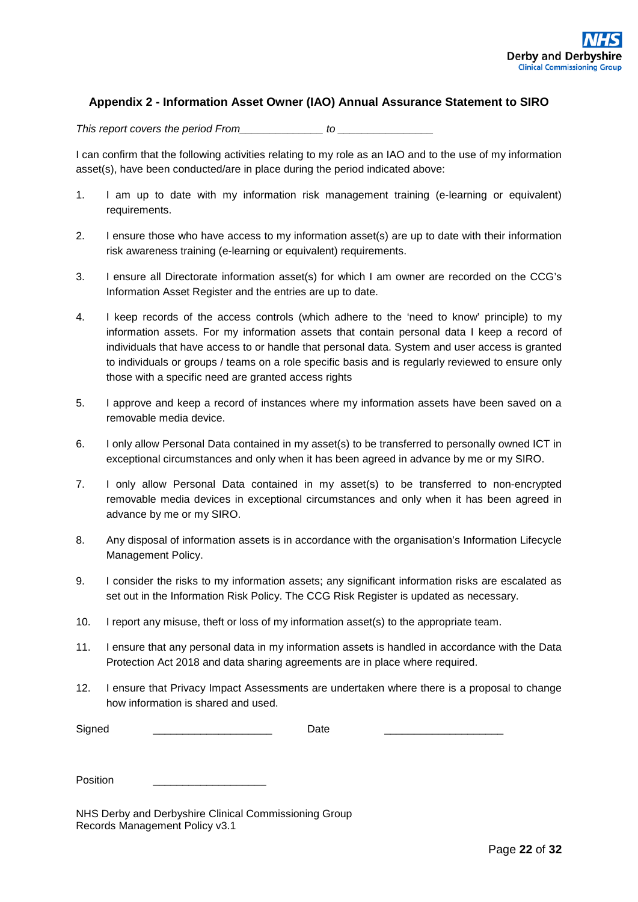## Appendix 2 - Information Asset Owner (IAO) Annual Assurance Statement to SIRO

*This report covers the period From______________ to ________________*

I can confirm that the following activities relating to my role as an IAO and to the use of my information asset(s), have been conducted/are in place during the period indicated above:

1. I am up to date with my information risk management training (e-learning or equivalent) requirements.

2. I ensure those who have access to my information asset(s) are up to date with their information risk awareness training (e-learning or equivalent) requirements.

3. I ensure all Directorate information asset(s) for which I am owner are recorded on the CCG's Information Asset Register and the entries are up to date.

4. I keep records of the access controls (which adhere to the 'need to know' principle) to my information assets. For my information assets that contain personal data I keep a record of individuals that have access to or handle that personal data. System and user access is granted to individuals or groups / teams on a role specific basis and is regularly reviewed to ensure only those with a specific need are granted access rights

5. I approve and keep a record of instances where my information assets have been saved on a removable media device.

6. I only allow Personal Data contained in my asset(s) to be transferred to personally owned ICT in exceptional circumstances and only when it has been agreed in advance by me or my SIRO.

7. I only allow Personal Data contained in my asset(s) to be transferred to non-encrypted removable media devices in exceptional circumstances and only when it has been agreed in advance by me or my SIRO.

8. Any disposal of information assets is in accordance with the organisation's Information Lifecycle Management Policy.

9. I consider the risks to my information assets; any significant information risks are escalated as set out in the Information Risk Policy. The CCG Risk Register is updated as necessary.

10. I report any misuse, theft or loss of my information asset(s) to the appropriate team.

11. I ensure that any personal data in my information assets is handled in accordance with the Data Protection Act 2018 and data sharing agreements are in place where required.

12. I ensure that Privacy Impact Assessments are undertaken where there is a proposal to change how information is shared and used.

Signed ____________________ Date ____________________

Position ___________________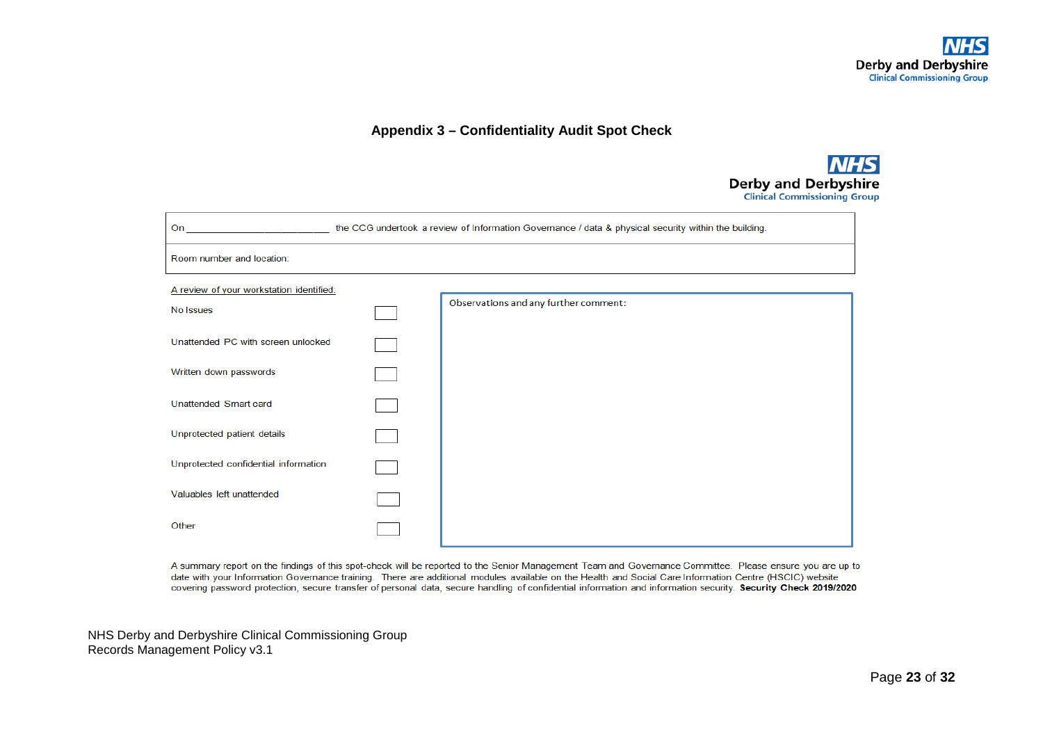# Appendix 3 – Confidentiality Audit Spot Check

NHS
Derby and Derbyshire
Clinical Commissioning Group

| On ___________________________ the CCG undertook a review of Information Governance / data & physical security within the building. |
|---|
| Room number and location: |

A review of your workstation identified:

| Item | ☐ |
|---|---|
| No Issues | ☐ |
| Unattended PC with screen unlocked | ☐ |
| Written down passwords | ☐ |
| Unattended Smart card | ☐ |
| Unprotected patient details | ☐ |
| Unprotected confidential information | ☐ |
| Valuables left unattended | ☐ |
| Other | ☐ |

Observations and any further comment:

A summary report on the findings of this spot-check will be reported to the Senior Management Team and Governance Committee. Please ensure you are up to date with your Information Governance training. There are additional modules available on the Health and Social Care Information Centre (HSCIC) website covering password protection, secure transfer of personal data, secure handling of confidential information and information security. **Security Check 2019/2020**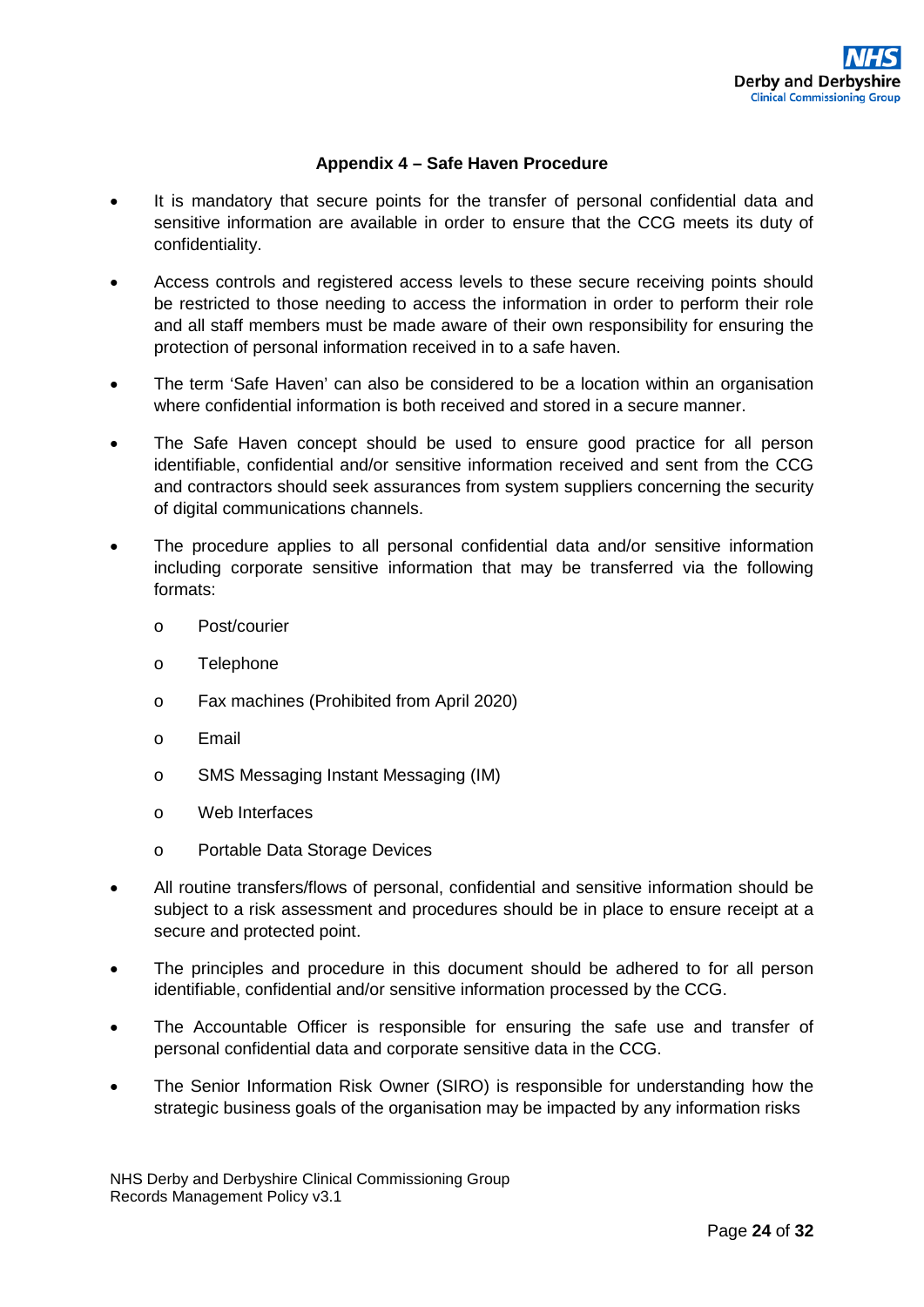### Appendix 4 – Safe Haven Procedure

- It is mandatory that secure points for the transfer of personal confidential data and sensitive information are available in order to ensure that the CCG meets its duty of confidentiality.
- Access controls and registered access levels to these secure receiving points should be restricted to those needing to access the information in order to perform their role and all staff members must be made aware of their own responsibility for ensuring the protection of personal information received in to a safe haven.
- The term 'Safe Haven' can also be considered to be a location within an organisation where confidential information is both received and stored in a secure manner.
- The Safe Haven concept should be used to ensure good practice for all person identifiable, confidential and/or sensitive information received and sent from the CCG and contractors should seek assurances from system suppliers concerning the security of digital communications channels.
- The procedure applies to all personal confidential data and/or sensitive information including corporate sensitive information that may be transferred via the following formats:
    - Post/courier
    - Telephone
    - Fax machines (Prohibited from April 2020)
    - Email
    - SMS Messaging Instant Messaging (IM)
    - Web Interfaces
    - Portable Data Storage Devices
- All routine transfers/flows of personal, confidential and sensitive information should be subject to a risk assessment and procedures should be in place to ensure receipt at a secure and protected point.
- The principles and procedure in this document should be adhered to for all person identifiable, confidential and/or sensitive information processed by the CCG.
- The Accountable Officer is responsible for ensuring the safe use and transfer of personal confidential data and corporate sensitive data in the CCG.
- The Senior Information Risk Owner (SIRO) is responsible for understanding how the strategic business goals of the organisation may be impacted by any information risks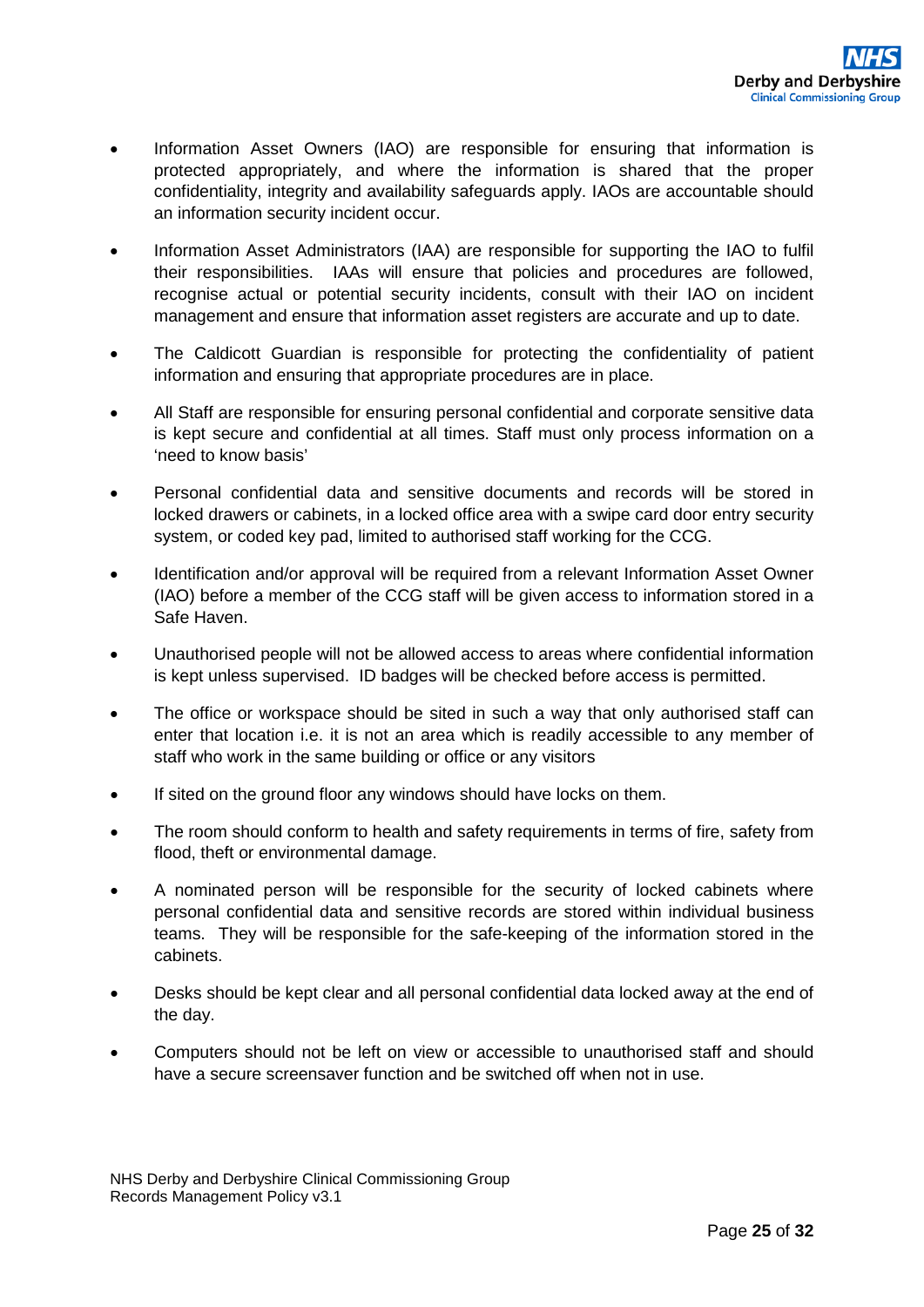- Information Asset Owners (IAO) are responsible for ensuring that information is protected appropriately, and where the information is shared that the proper confidentiality, integrity and availability safeguards apply. IAOs are accountable should an information security incident occur.

- Information Asset Administrators (IAA) are responsible for supporting the IAO to fulfil their responsibilities. IAAs will ensure that policies and procedures are followed, recognise actual or potential security incidents, consult with their IAO on incident management and ensure that information asset registers are accurate and up to date.

- The Caldicott Guardian is responsible for protecting the confidentiality of patient information and ensuring that appropriate procedures are in place.

- All Staff are responsible for ensuring personal confidential and corporate sensitive data is kept secure and confidential at all times. Staff must only process information on a 'need to know basis'

- Personal confidential data and sensitive documents and records will be stored in locked drawers or cabinets, in a locked office area with a swipe card door entry security system, or coded key pad, limited to authorised staff working for the CCG.

- Identification and/or approval will be required from a relevant Information Asset Owner (IAO) before a member of the CCG staff will be given access to information stored in a Safe Haven.

- Unauthorised people will not be allowed access to areas where confidential information is kept unless supervised. ID badges will be checked before access is permitted.

- The office or workspace should be sited in such a way that only authorised staff can enter that location i.e. it is not an area which is readily accessible to any member of staff who work in the same building or office or any visitors

- If sited on the ground floor any windows should have locks on them.

- The room should conform to health and safety requirements in terms of fire, safety from flood, theft or environmental damage.

- A nominated person will be responsible for the security of locked cabinets where personal confidential data and sensitive records are stored within individual business teams. They will be responsible for the safe-keeping of the information stored in the cabinets.

- Desks should be kept clear and all personal confidential data locked away at the end of the day.

- Computers should not be left on view or accessible to unauthorised staff and should have a secure screensaver function and be switched off when not in use.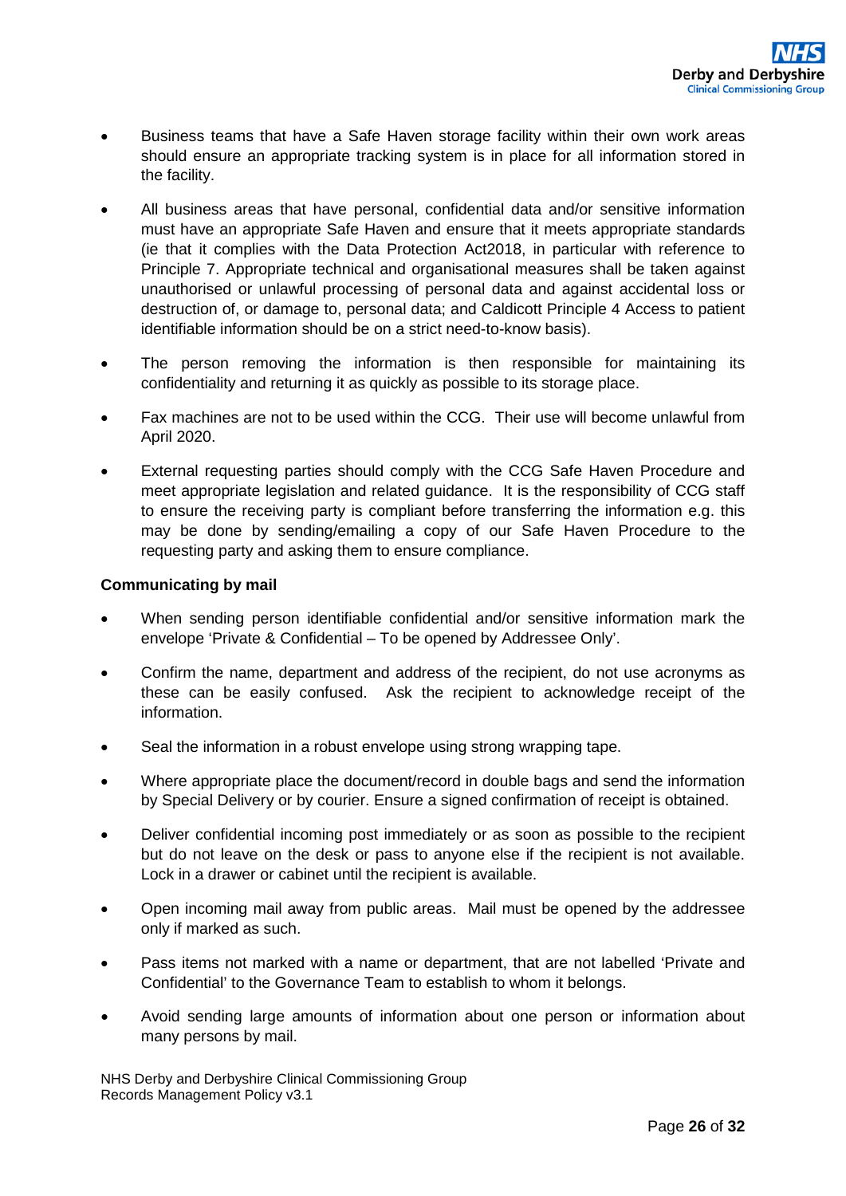- Business teams that have a Safe Haven storage facility within their own work areas should ensure an appropriate tracking system is in place for all information stored in the facility.

- All business areas that have personal, confidential data and/or sensitive information must have an appropriate Safe Haven and ensure that it meets appropriate standards (ie that it complies with the Data Protection Act2018, in particular with reference to Principle 7. Appropriate technical and organisational measures shall be taken against unauthorised or unlawful processing of personal data and against accidental loss or destruction of, or damage to, personal data; and Caldicott Principle 4 Access to patient identifiable information should be on a strict need-to-know basis).

- The person removing the information is then responsible for maintaining its confidentiality and returning it as quickly as possible to its storage place.

- Fax machines are not to be used within the CCG. Their use will become unlawful from April 2020.

- External requesting parties should comply with the CCG Safe Haven Procedure and meet appropriate legislation and related guidance. It is the responsibility of CCG staff to ensure the receiving party is compliant before transferring the information e.g. this may be done by sending/emailing a copy of our Safe Haven Procedure to the requesting party and asking them to ensure compliance.

**Communicating by mail**

- When sending person identifiable confidential and/or sensitive information mark the envelope 'Private & Confidential – To be opened by Addressee Only'.

- Confirm the name, department and address of the recipient, do not use acronyms as these can be easily confused. Ask the recipient to acknowledge receipt of the information.

- Seal the information in a robust envelope using strong wrapping tape.

- Where appropriate place the document/record in double bags and send the information by Special Delivery or by courier. Ensure a signed confirmation of receipt is obtained.

- Deliver confidential incoming post immediately or as soon as possible to the recipient but do not leave on the desk or pass to anyone else if the recipient is not available. Lock in a drawer or cabinet until the recipient is available.

- Open incoming mail away from public areas. Mail must be opened by the addressee only if marked as such.

- Pass items not marked with a name or department, that are not labelled 'Private and Confidential' to the Governance Team to establish to whom it belongs.

- Avoid sending large amounts of information about one person or information about many persons by mail.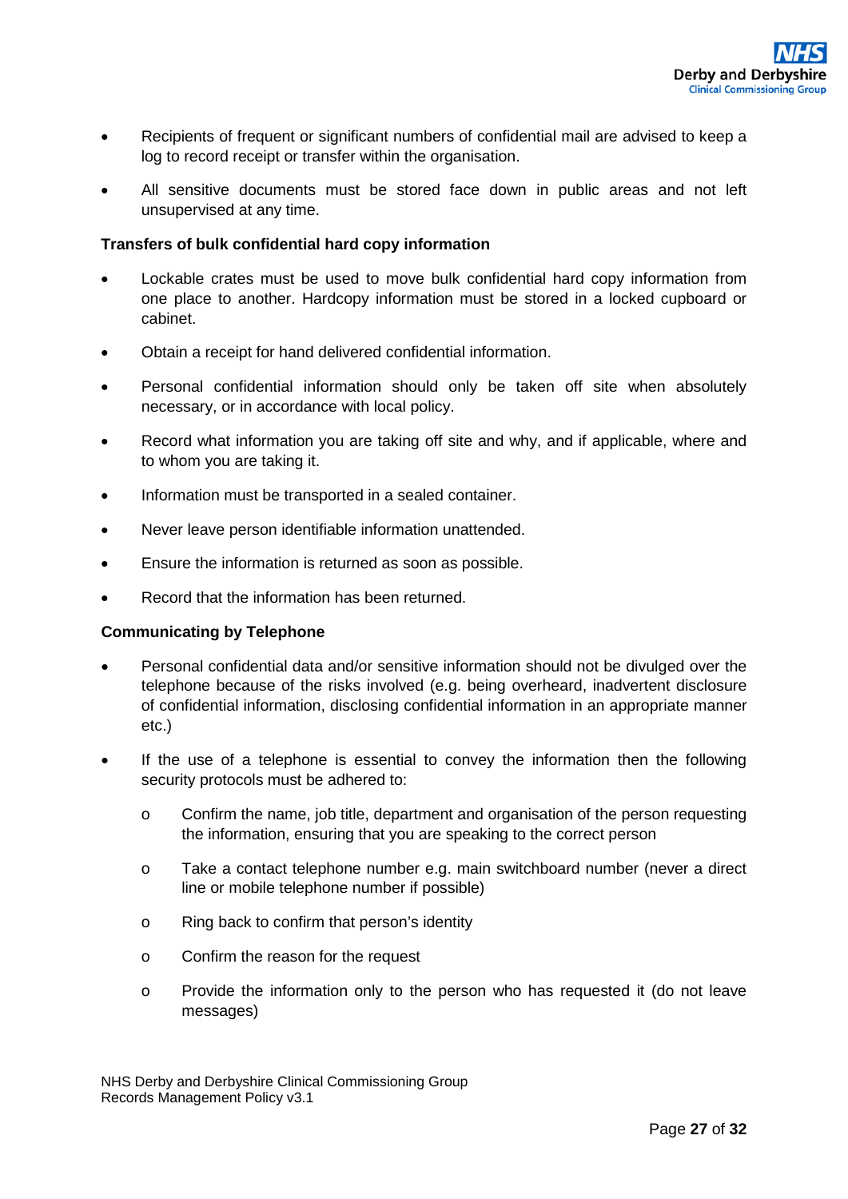- Recipients of frequent or significant numbers of confidential mail are advised to keep a log to record receipt or transfer within the organisation.
- All sensitive documents must be stored face down in public areas and not left unsupervised at any time.

**Transfers of bulk confidential hard copy information**

- Lockable crates must be used to move bulk confidential hard copy information from one place to another. Hardcopy information must be stored in a locked cupboard or cabinet.
- Obtain a receipt for hand delivered confidential information.
- Personal confidential information should only be taken off site when absolutely necessary, or in accordance with local policy.
- Record what information you are taking off site and why, and if applicable, where and to whom you are taking it.
- Information must be transported in a sealed container.
- Never leave person identifiable information unattended.
- Ensure the information is returned as soon as possible.
- Record that the information has been returned.

**Communicating by Telephone**

- Personal confidential data and/or sensitive information should not be divulged over the telephone because of the risks involved (e.g. being overheard, inadvertent disclosure of confidential information, disclosing confidential information in an appropriate manner etc.)
- If the use of a telephone is essential to convey the information then the following security protocols must be adhered to:
  - Confirm the name, job title, department and organisation of the person requesting the information, ensuring that you are speaking to the correct person
  - Take a contact telephone number e.g. main switchboard number (never a direct line or mobile telephone number if possible)
  - Ring back to confirm that person's identity
  - Confirm the reason for the request
  - Provide the information only to the person who has requested it (do not leave messages)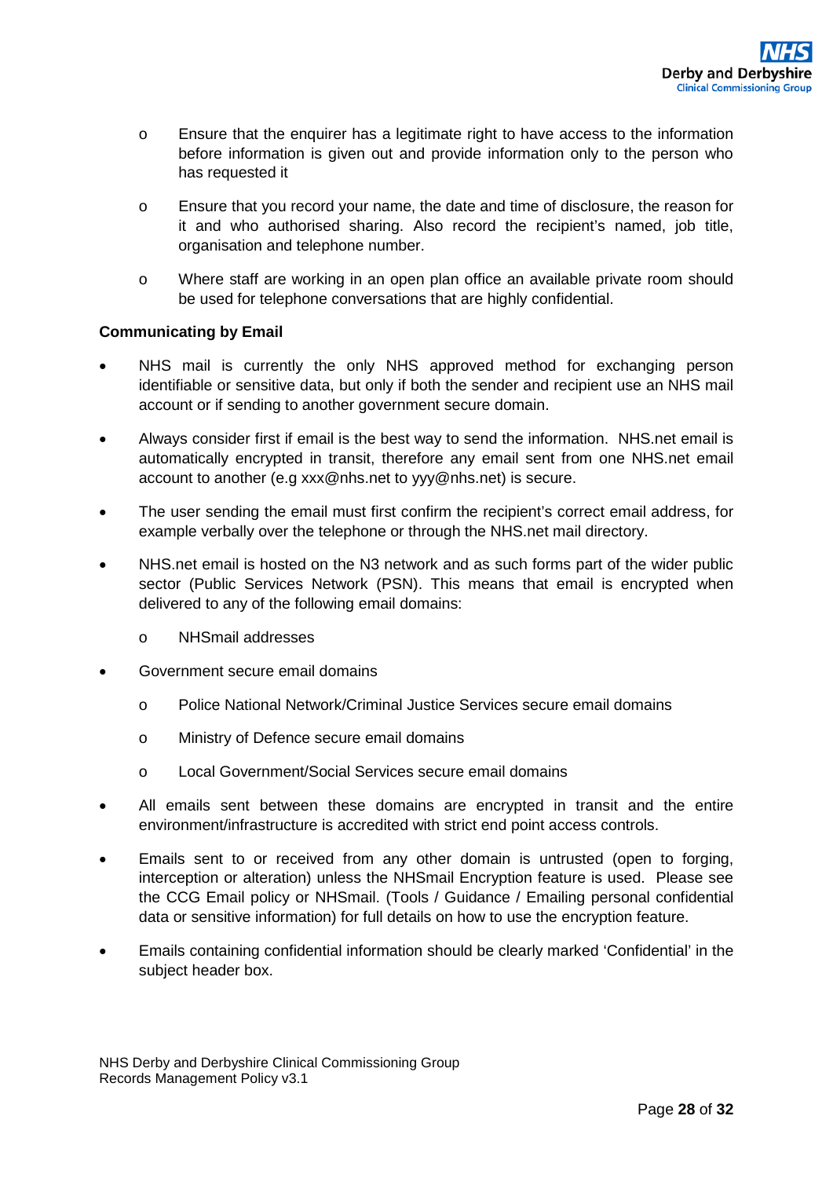- Ensure that the enquirer has a legitimate right to have access to the information before information is given out and provide information only to the person who has requested it

  - Ensure that you record your name, the date and time of disclosure, the reason for it and who authorised sharing. Also record the recipient's named, job title, organisation and telephone number.

  - Where staff are working in an open plan office an available private room should be used for telephone conversations that are highly confidential.

**Communicating by Email**

- NHS mail is currently the only NHS approved method for exchanging person identifiable or sensitive data, but only if both the sender and recipient use an NHS mail account or if sending to another government secure domain.

- Always consider first if email is the best way to send the information. NHS.net email is automatically encrypted in transit, therefore any email sent from one NHS.net email account to another (e.g xxx@nhs.net to yyy@nhs.net) is secure.

- The user sending the email must first confirm the recipient's correct email address, for example verbally over the telephone or through the NHS.net mail directory.

- NHS.net email is hosted on the N3 network and as such forms part of the wider public sector (Public Services Network (PSN). This means that email is encrypted when delivered to any of the following email domains:

  - NHSmail addresses

- Government secure email domains

  - Police National Network/Criminal Justice Services secure email domains

  - Ministry of Defence secure email domains

  - Local Government/Social Services secure email domains

- All emails sent between these domains are encrypted in transit and the entire environment/infrastructure is accredited with strict end point access controls.

- Emails sent to or received from any other domain is untrusted (open to forging, interception or alteration) unless the NHSmail Encryption feature is used. Please see the CCG Email policy or NHSmail. (Tools / Guidance / Emailing personal confidential data or sensitive information) for full details on how to use the encryption feature.

- Emails containing confidential information should be clearly marked 'Confidential' in the subject header box.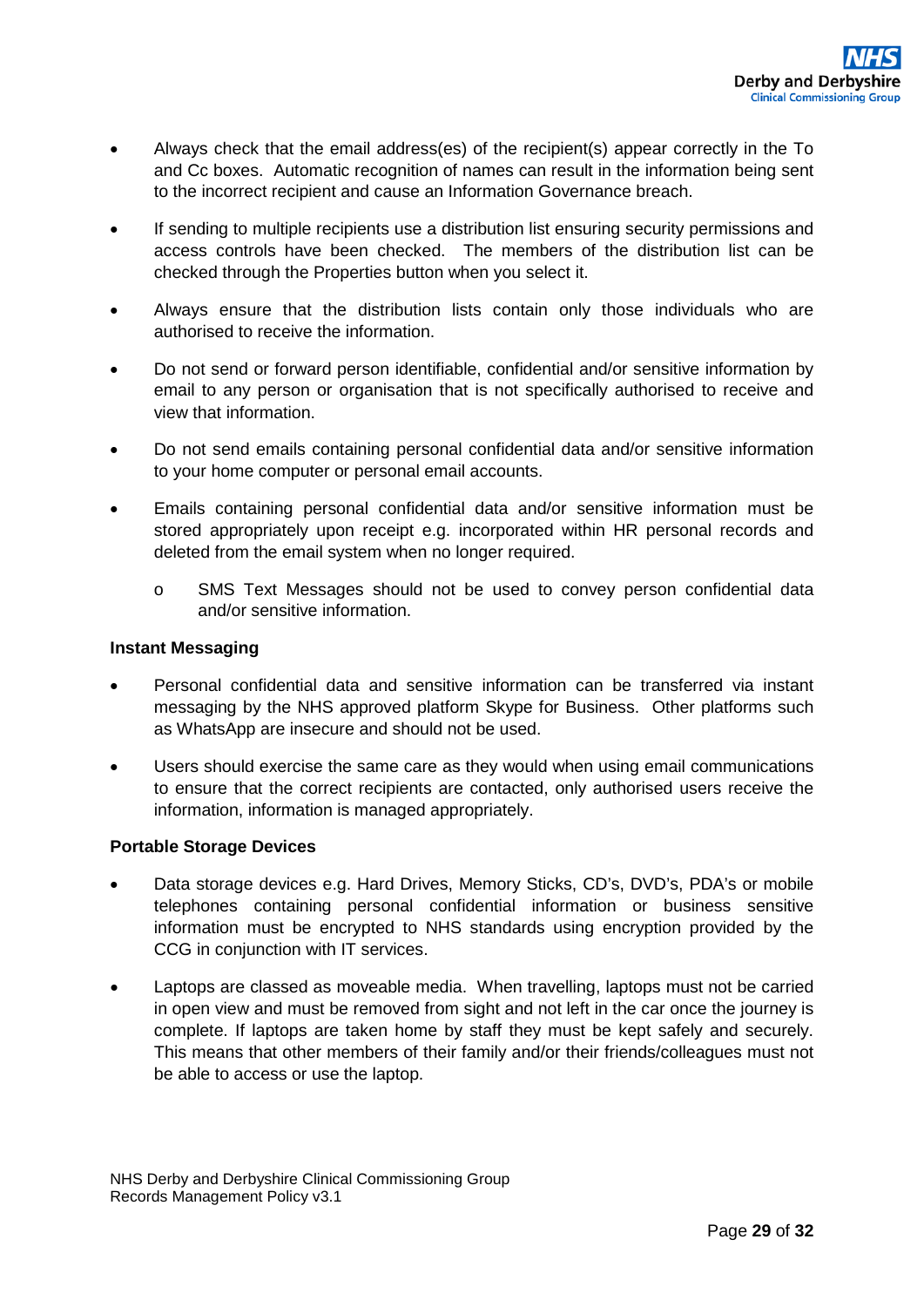- Always check that the email address(es) of the recipient(s) appear correctly in the To and Cc boxes. Automatic recognition of names can result in the information being sent to the incorrect recipient and cause an Information Governance breach.

- If sending to multiple recipients use a distribution list ensuring security permissions and access controls have been checked. The members of the distribution list can be checked through the Properties button when you select it.

- Always ensure that the distribution lists contain only those individuals who are authorised to receive the information.

- Do not send or forward person identifiable, confidential and/or sensitive information by email to any person or organisation that is not specifically authorised to receive and view that information.

- Do not send emails containing personal confidential data and/or sensitive information to your home computer or personal email accounts.

- Emails containing personal confidential data and/or sensitive information must be stored appropriately upon receipt e.g. incorporated within HR personal records and deleted from the email system when no longer required.

  - SMS Text Messages should not be used to convey person confidential data and/or sensitive information.

**Instant Messaging**

- Personal confidential data and sensitive information can be transferred via instant messaging by the NHS approved platform Skype for Business. Other platforms such as WhatsApp are insecure and should not be used.

- Users should exercise the same care as they would when using email communications to ensure that the correct recipients are contacted, only authorised users receive the information, information is managed appropriately.

**Portable Storage Devices**

- Data storage devices e.g. Hard Drives, Memory Sticks, CD's, DVD's, PDA's or mobile telephones containing personal confidential information or business sensitive information must be encrypted to NHS standards using encryption provided by the CCG in conjunction with IT services.

- Laptops are classed as moveable media. When travelling, laptops must not be carried in open view and must be removed from sight and not left in the car once the journey is complete. If laptops are taken home by staff they must be kept safely and securely. This means that other members of their family and/or their friends/colleagues must not be able to access or use the laptop.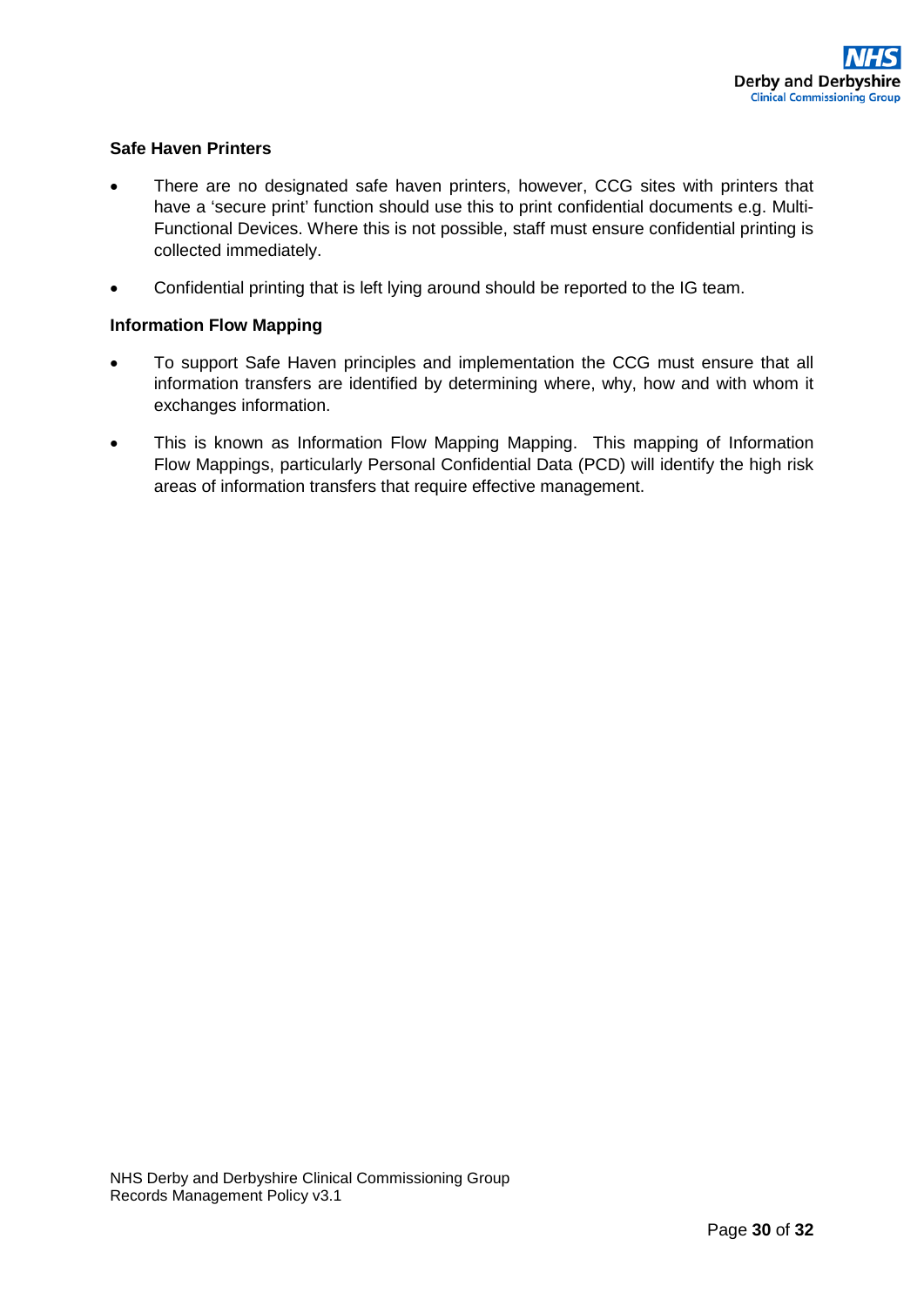**Safe Haven Printers**

- There are no designated safe haven printers, however, CCG sites with printers that have a 'secure print' function should use this to print confidential documents e.g. Multi-Functional Devices. Where this is not possible, staff must ensure confidential printing is collected immediately.
- Confidential printing that is left lying around should be reported to the IG team.

**Information Flow Mapping**

- To support Safe Haven principles and implementation the CCG must ensure that all information transfers are identified by determining where, why, how and with whom it exchanges information.
- This is known as Information Flow Mapping Mapping. This mapping of Information Flow Mappings, particularly Personal Confidential Data (PCD) will identify the high risk areas of information transfers that require effective management.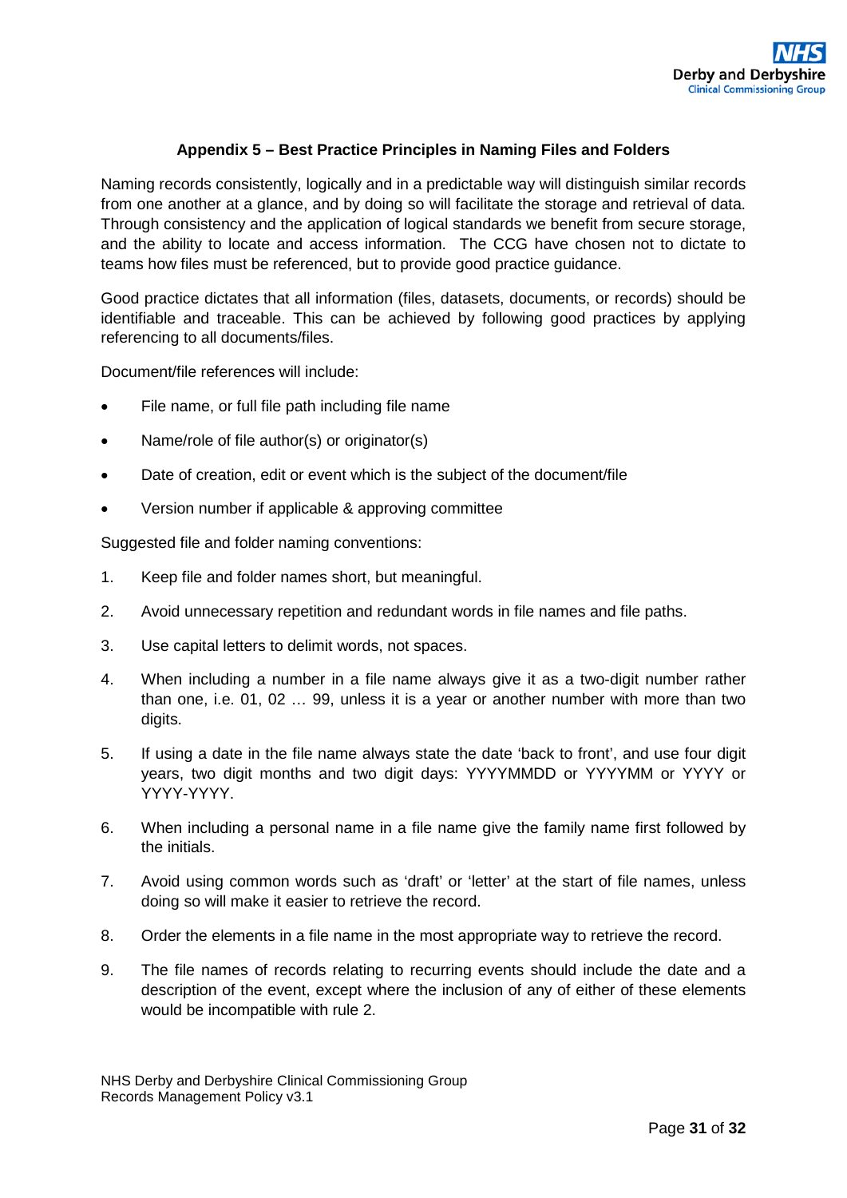## Appendix 5 – Best Practice Principles in Naming Files and Folders

Naming records consistently, logically and in a predictable way will distinguish similar records from one another at a glance, and by doing so will facilitate the storage and retrieval of data. Through consistency and the application of logical standards we benefit from secure storage, and the ability to locate and access information. The CCG have chosen not to dictate to teams how files must be referenced, but to provide good practice guidance.

Good practice dictates that all information (files, datasets, documents, or records) should be identifiable and traceable. This can be achieved by following good practices by applying referencing to all documents/files.

Document/file references will include:

- File name, or full file path including file name
- Name/role of file author(s) or originator(s)
- Date of creation, edit or event which is the subject of the document/file
- Version number if applicable & approving committee

Suggested file and folder naming conventions:

1. Keep file and folder names short, but meaningful.
2. Avoid unnecessary repetition and redundant words in file names and file paths.
3. Use capital letters to delimit words, not spaces.
4. When including a number in a file name always give it as a two-digit number rather than one, i.e. 01, 02 … 99, unless it is a year or another number with more than two digits.
5. If using a date in the file name always state the date 'back to front', and use four digit years, two digit months and two digit days: YYYYMMDD or YYYYMM or YYYY or YYYY-YYYY.
6. When including a personal name in a file name give the family name first followed by the initials.
7. Avoid using common words such as 'draft' or 'letter' at the start of file names, unless doing so will make it easier to retrieve the record.
8. Order the elements in a file name in the most appropriate way to retrieve the record.
9. The file names of records relating to recurring events should include the date and a description of the event, except where the inclusion of any of either of these elements would be incompatible with rule 2.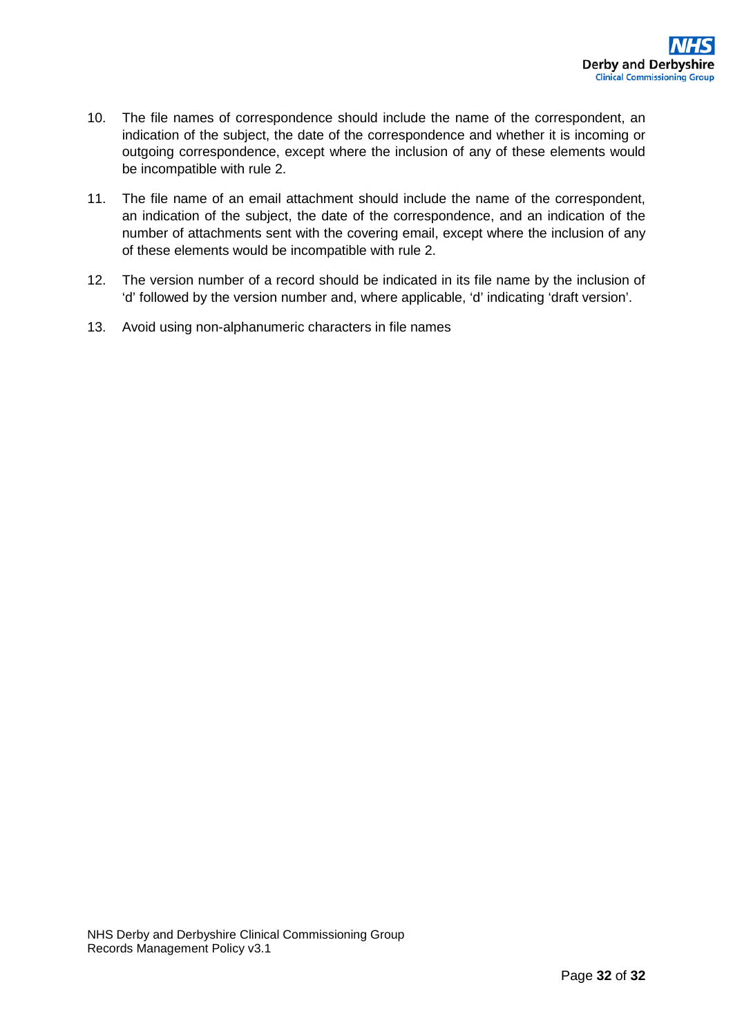10. The file names of correspondence should include the name of the correspondent, an indication of the subject, the date of the correspondence and whether it is incoming or outgoing correspondence, except where the inclusion of any of these elements would be incompatible with rule 2.

11. The file name of an email attachment should include the name of the correspondent, an indication of the subject, the date of the correspondence, and an indication of the number of attachments sent with the covering email, except where the inclusion of any of these elements would be incompatible with rule 2.

12. The version number of a record should be indicated in its file name by the inclusion of 'd' followed by the version number and, where applicable, 'd' indicating 'draft version'.

13. Avoid using non-alphanumeric characters in file names